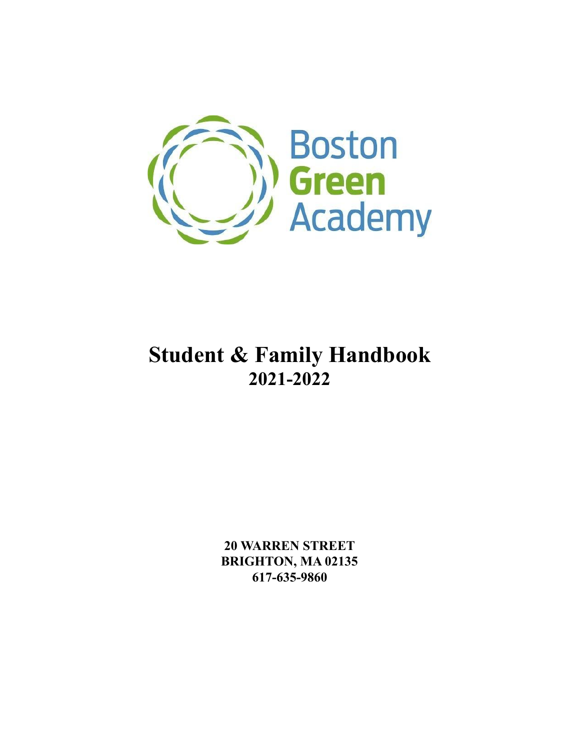Boston **Green** Academy

# Student & Family Handbook
## 2021-2022

**20 WARREN STREET**
**BRIGHTON, MA 02135**
**617-635-9860**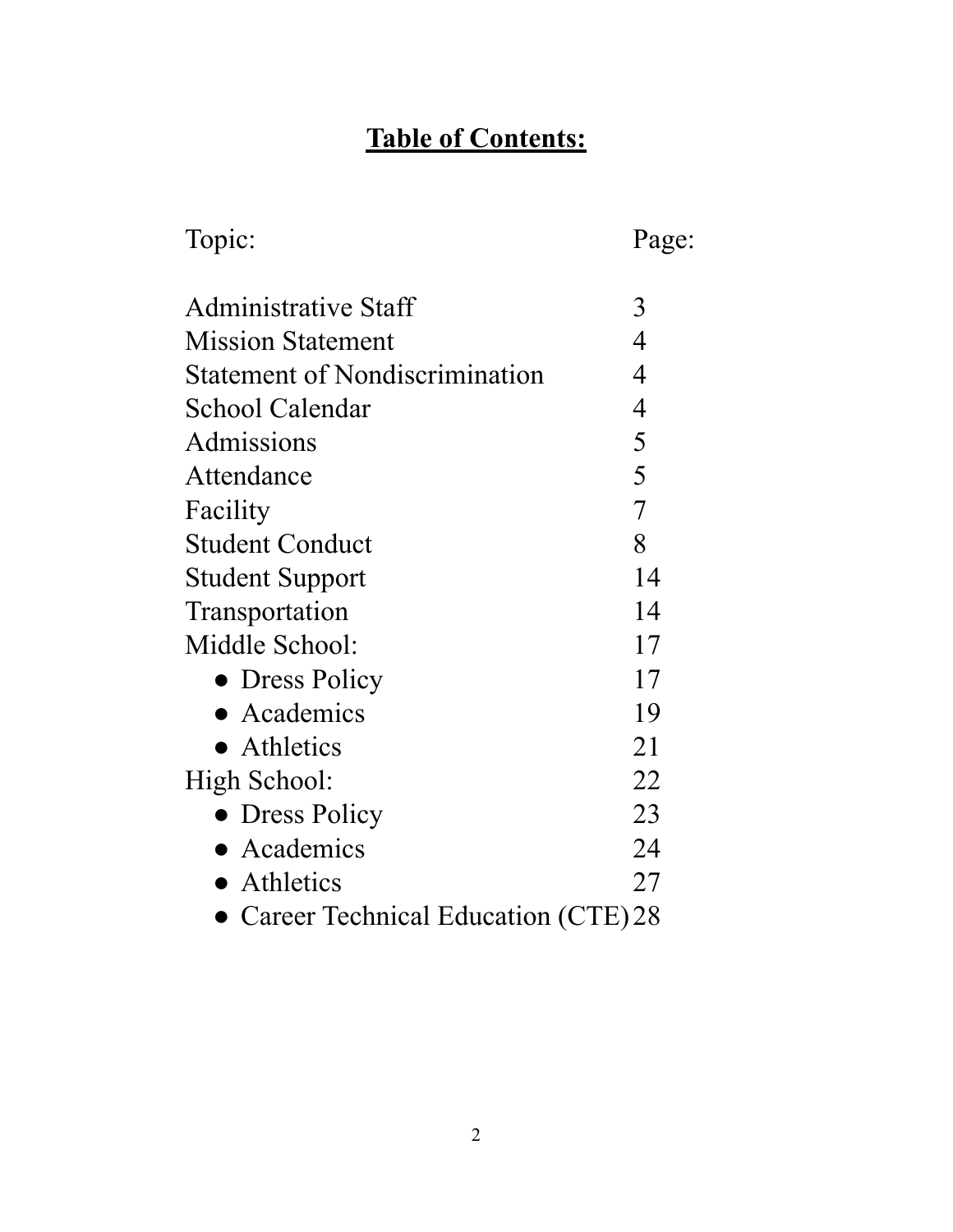# **Table of Contents:**

| Topic: | Page: |
|---|---|
| Administrative Staff | 3 |
| Mission Statement | 4 |
| Statement of Nondiscrimination | 4 |
| School Calendar | 4 |
| Admissions | 5 |
| Attendance | 5 |
| Facility | 7 |
| Student Conduct | 8 |
| Student Support | 14 |
| Transportation | 14 |
| Middle School: | 17 |
| ● Dress Policy | 17 |
| ● Academics | 19 |
| ● Athletics | 21 |
| High School: | 22 |
| ● Dress Policy | 23 |
| ● Academics | 24 |
| ● Athletics | 27 |
| ● Career Technical Education (CTE) | 28 |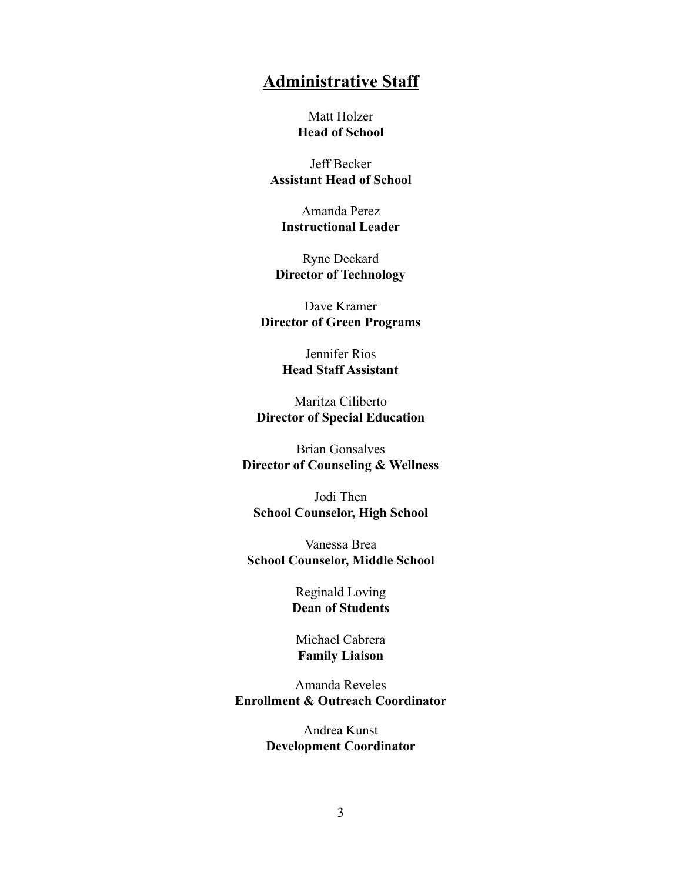## Administrative Staff

Matt Holzer
**Head of School**

Jeff Becker
**Assistant Head of School**

Amanda Perez
**Instructional Leader**

Ryne Deckard
**Director of Technology**

Dave Kramer
**Director of Green Programs**

Jennifer Rios
**Head Staff Assistant**

Maritza Ciliberto
**Director of Special Education**

Brian Gonsalves
**Director of Counseling & Wellness**

Jodi Then
**School Counselor, High School**

Vanessa Brea
**School Counselor, Middle School**

Reginald Loving
**Dean of Students**

Michael Cabrera
**Family Liaison**

Amanda Reveles
**Enrollment & Outreach Coordinator**

Andrea Kunst
**Development Coordinator**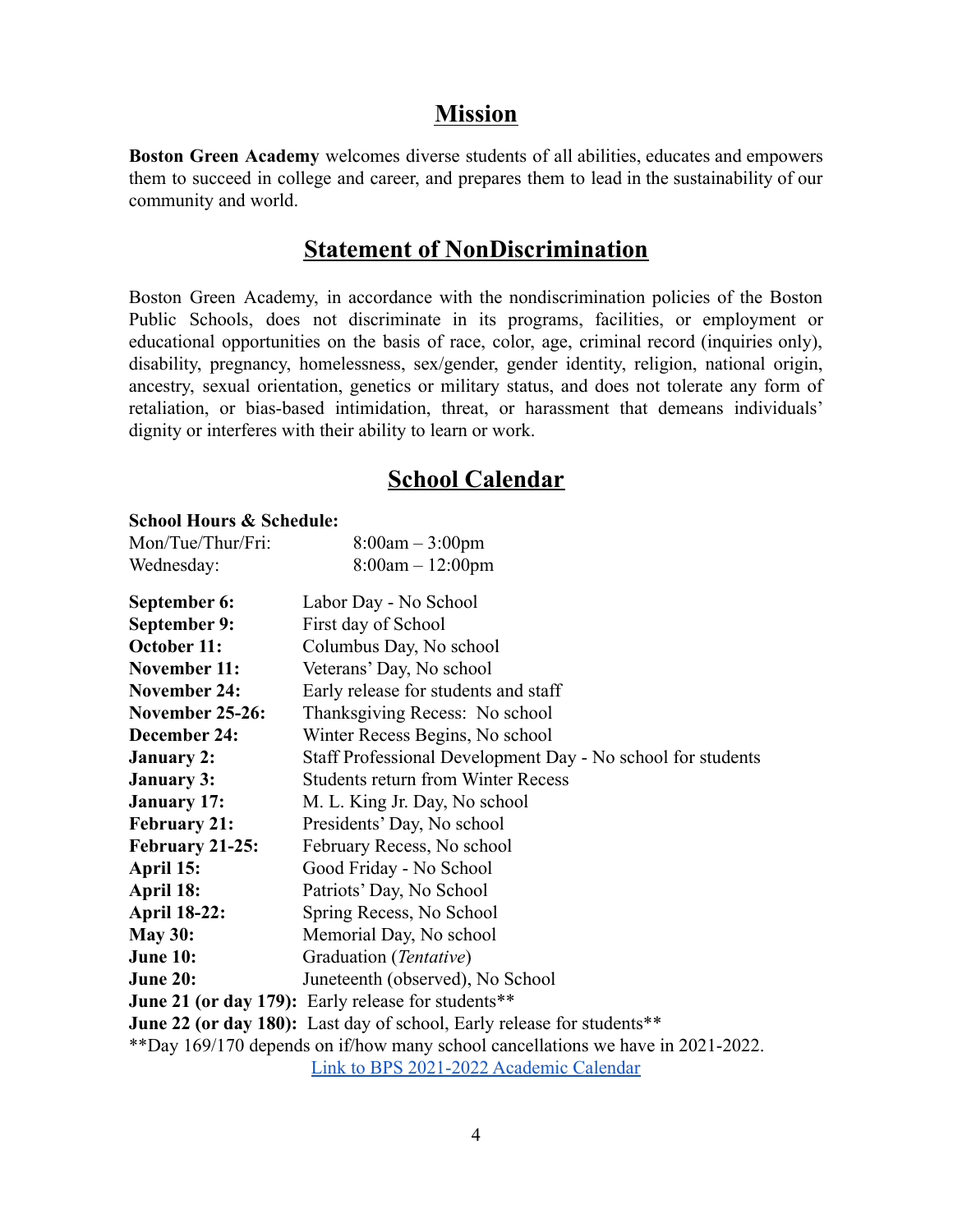## Mission

**Boston Green Academy** welcomes diverse students of all abilities, educates and empowers them to succeed in college and career, and prepares them to lead in the sustainability of our community and world.

## Statement of NonDiscrimination

Boston Green Academy, in accordance with the nondiscrimination policies of the Boston Public Schools, does not discriminate in its programs, facilities, or employment or educational opportunities on the basis of race, color, age, criminal record (inquiries only), disability, pregnancy, homelessness, sex/gender, gender identity, religion, national origin, ancestry, sexual orientation, genetics or military status, and does not tolerate any form of retaliation, or bias-based intimidation, threat, or harassment that demeans individuals' dignity or interferes with their ability to learn or work.

## School Calendar

**School Hours & Schedule:**

| | |
|---|---|
| Mon/Tue/Thur/Fri: | 8:00am – 3:00pm |
| Wednesday: | 8:00am – 12:00pm |

| | |
|---|---|
| **September 6:** | Labor Day - No School |
| **September 9:** | First day of School |
| **October 11:** | Columbus Day, No school |
| **November 11:** | Veterans' Day, No school |
| **November 24:** | Early release for students and staff |
| **November 25-26:** | Thanksgiving Recess: No school |
| **December 24:** | Winter Recess Begins, No school |
| **January 2:** | Staff Professional Development Day - No school for students |
| **January 3:** | Students return from Winter Recess |
| **January 17:** | M. L. King Jr. Day, No school |
| **February 21:** | Presidents' Day, No school |
| **February 21-25:** | February Recess, No school |
| **April 15:** | Good Friday - No School |
| **April 18:** | Patriots' Day, No School |
| **April 18-22:** | Spring Recess, No School |
| **May 30:** | Memorial Day, No school |
| **June 10:** | Graduation (*Tentative*) |
| **June 20:** | Juneteenth (observed), No School |
| **June 21 (or day 179):** | Early release for students** |
| **June 22 (or day 180):** | Last day of school, Early release for students** |

**Day 169/170 depends on if/how many school cancellations we have in 2021-2022.

[Link to BPS 2021-2022 Academic Calendar]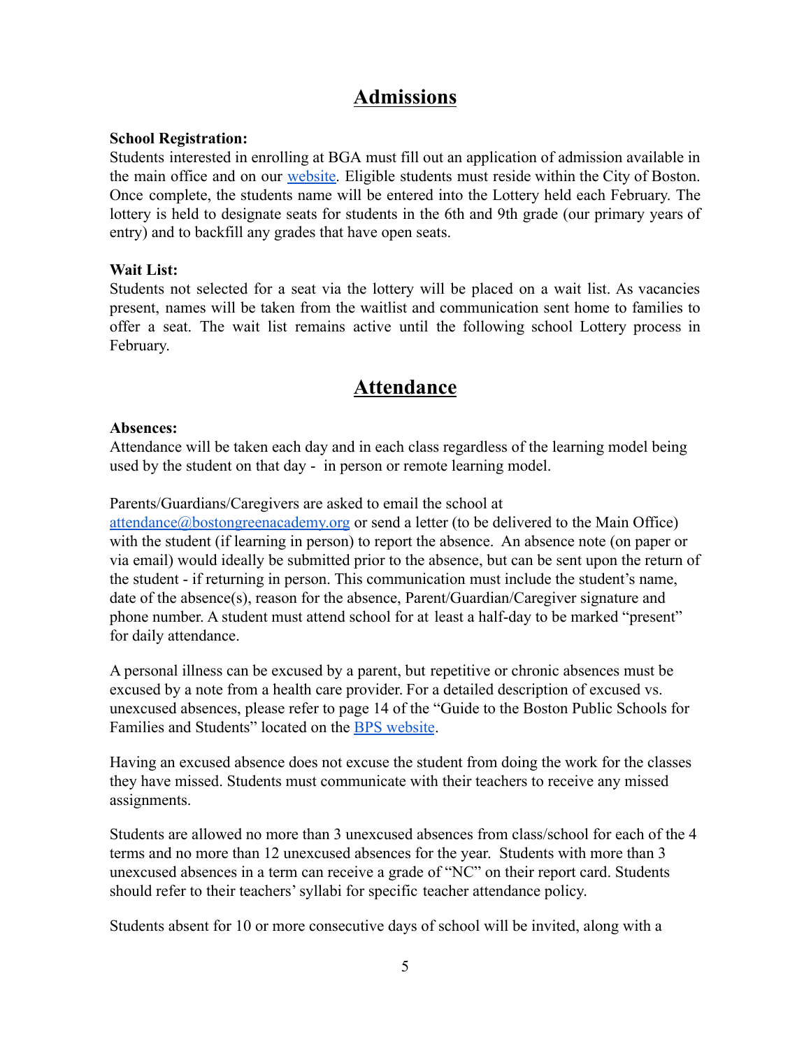## Admissions

**School Registration:**
Students interested in enrolling at BGA must fill out an application of admission available in the main office and on our [website](). Eligible students must reside within the City of Boston. Once complete, the students name will be entered into the Lottery held each February. The lottery is held to designate seats for students in the 6th and 9th grade (our primary years of entry) and to backfill any grades that have open seats.

**Wait List:**
Students not selected for a seat via the lottery will be placed on a wait list. As vacancies present, names will be taken from the waitlist and communication sent home to families to offer a seat. The wait list remains active until the following school Lottery process in February.

## Attendance

**Absences:**
Attendance will be taken each day and in each class regardless of the learning model being used by the student on that day - in person or remote learning model.

Parents/Guardians/Caregivers are asked to email the school at attendance@bostongreenacademy.org or send a letter (to be delivered to the Main Office) with the student (if learning in person) to report the absence. An absence note (on paper or via email) would ideally be submitted prior to the absence, but can be sent upon the return of the student - if returning in person. This communication must include the student's name, date of the absence(s), reason for the absence, Parent/Guardian/Caregiver signature and phone number. A student must attend school for at least a half-day to be marked "present" for daily attendance.

A personal illness can be excused by a parent, but repetitive or chronic absences must be excused by a note from a health care provider. For a detailed description of excused vs. unexcused absences, please refer to page 14 of the "Guide to the Boston Public Schools for Families and Students" located on the [BPS website]().

Having an excused absence does not excuse the student from doing the work for the classes they have missed. Students must communicate with their teachers to receive any missed assignments.

Students are allowed no more than 3 unexcused absences from class/school for each of the 4 terms and no more than 12 unexcused absences for the year. Students with more than 3 unexcused absences in a term can receive a grade of "NC" on their report card. Students should refer to their teachers' syllabi for specific teacher attendance policy.

Students absent for 10 or more consecutive days of school will be invited, along with a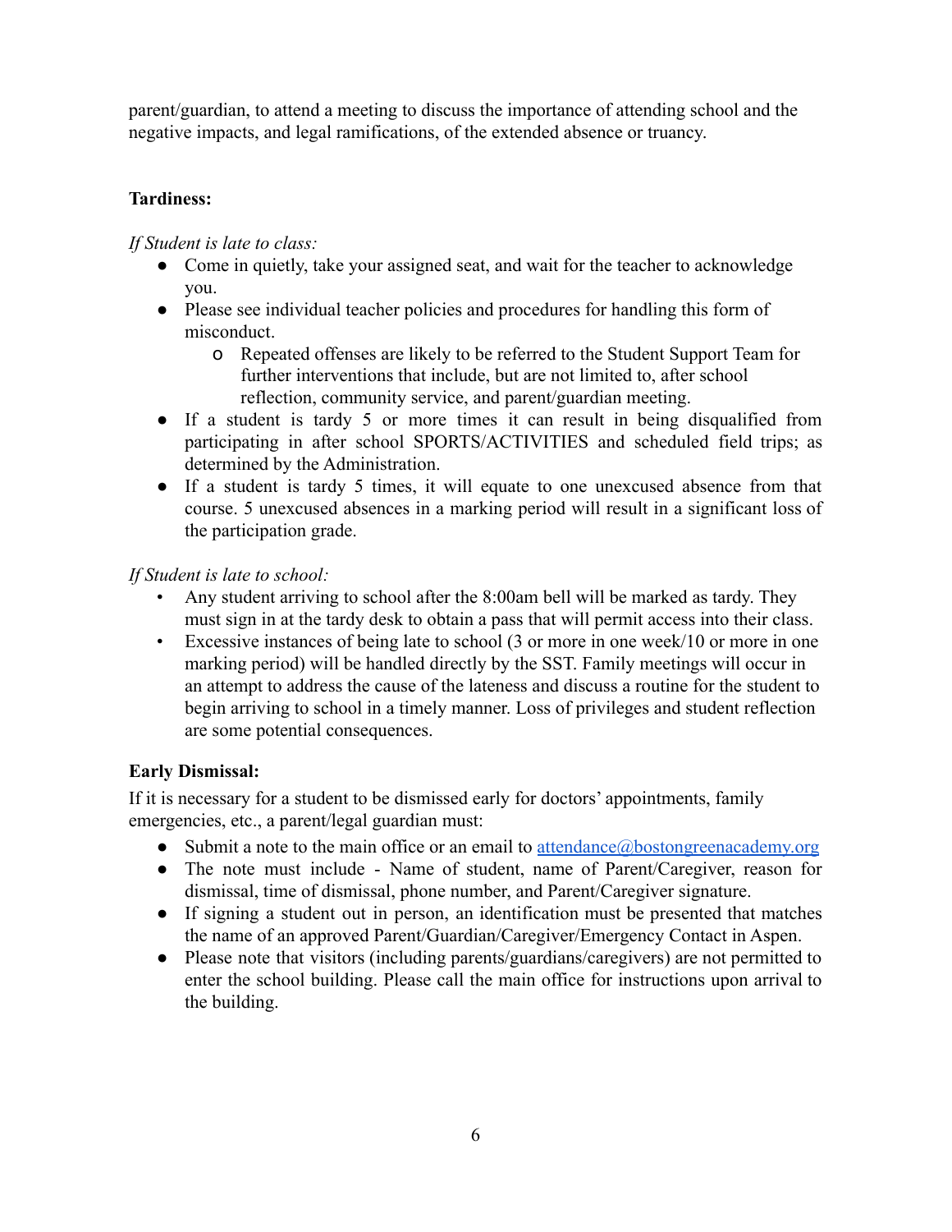parent/guardian, to attend a meeting to discuss the importance of attending school and the negative impacts, and legal ramifications, of the extended absence or truancy.

**Tardiness:**

*If Student is late to class:*

- Come in quietly, take your assigned seat, and wait for the teacher to acknowledge you.
- Please see individual teacher policies and procedures for handling this form of misconduct.
  - Repeated offenses are likely to be referred to the Student Support Team for further interventions that include, but are not limited to, after school reflection, community service, and parent/guardian meeting.
- If a student is tardy 5 or more times it can result in being disqualified from participating in after school SPORTS/ACTIVITIES and scheduled field trips; as determined by the Administration.
- If a student is tardy 5 times, it will equate to one unexcused absence from that course. 5 unexcused absences in a marking period will result in a significant loss of the participation grade.

*If Student is late to school:*

- Any student arriving to school after the 8:00am bell will be marked as tardy. They must sign in at the tardy desk to obtain a pass that will permit access into their class.
- Excessive instances of being late to school (3 or more in one week/10 or more in one marking period) will be handled directly by the SST. Family meetings will occur in an attempt to address the cause of the lateness and discuss a routine for the student to begin arriving to school in a timely manner. Loss of privileges and student reflection are some potential consequences.

**Early Dismissal:**

If it is necessary for a student to be dismissed early for doctors' appointments, family emergencies, etc., a parent/legal guardian must:

- Submit a note to the main office or an email to attendance@bostongreenacademy.org
- The note must include - Name of student, name of Parent/Caregiver, reason for dismissal, time of dismissal, phone number, and Parent/Caregiver signature.
- If signing a student out in person, an identification must be presented that matches the name of an approved Parent/Guardian/Caregiver/Emergency Contact in Aspen.
- Please note that visitors (including parents/guardians/caregivers) are not permitted to enter the school building. Please call the main office for instructions upon arrival to the building.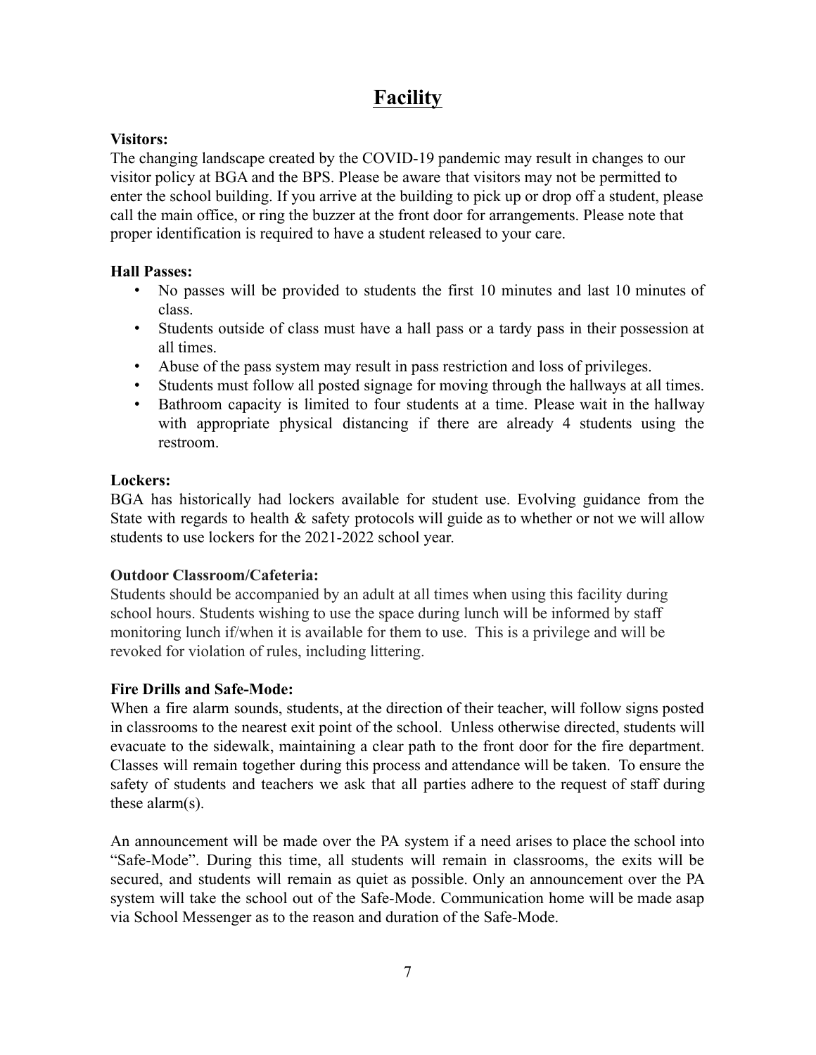# Facility

**Visitors:**

The changing landscape created by the COVID-19 pandemic may result in changes to our visitor policy at BGA and the BPS. Please be aware that visitors may not be permitted to enter the school building. If you arrive at the building to pick up or drop off a student, please call the main office, or ring the buzzer at the front door for arrangements. Please note that proper identification is required to have a student released to your care.

**Hall Passes:**

- No passes will be provided to students the first 10 minutes and last 10 minutes of class.
- Students outside of class must have a hall pass or a tardy pass in their possession at all times.
- Abuse of the pass system may result in pass restriction and loss of privileges.
- Students must follow all posted signage for moving through the hallways at all times.
- Bathroom capacity is limited to four students at a time. Please wait in the hallway with appropriate physical distancing if there are already 4 students using the restroom.

**Lockers:**

BGA has historically had lockers available for student use. Evolving guidance from the State with regards to health & safety protocols will guide as to whether or not we will allow students to use lockers for the 2021-2022 school year.

**Outdoor Classroom/Cafeteria:**

Students should be accompanied by an adult at all times when using this facility during school hours. Students wishing to use the space during lunch will be informed by staff monitoring lunch if/when it is available for them to use. This is a privilege and will be revoked for violation of rules, including littering.

**Fire Drills and Safe-Mode:**

When a fire alarm sounds, students, at the direction of their teacher, will follow signs posted in classrooms to the nearest exit point of the school. Unless otherwise directed, students will evacuate to the sidewalk, maintaining a clear path to the front door for the fire department. Classes will remain together during this process and attendance will be taken. To ensure the safety of students and teachers we ask that all parties adhere to the request of staff during these alarm(s).

An announcement will be made over the PA system if a need arises to place the school into "Safe-Mode". During this time, all students will remain in classrooms, the exits will be secured, and students will remain as quiet as possible. Only an announcement over the PA system will take the school out of the Safe-Mode. Communication home will be made asap via School Messenger as to the reason and duration of the Safe-Mode.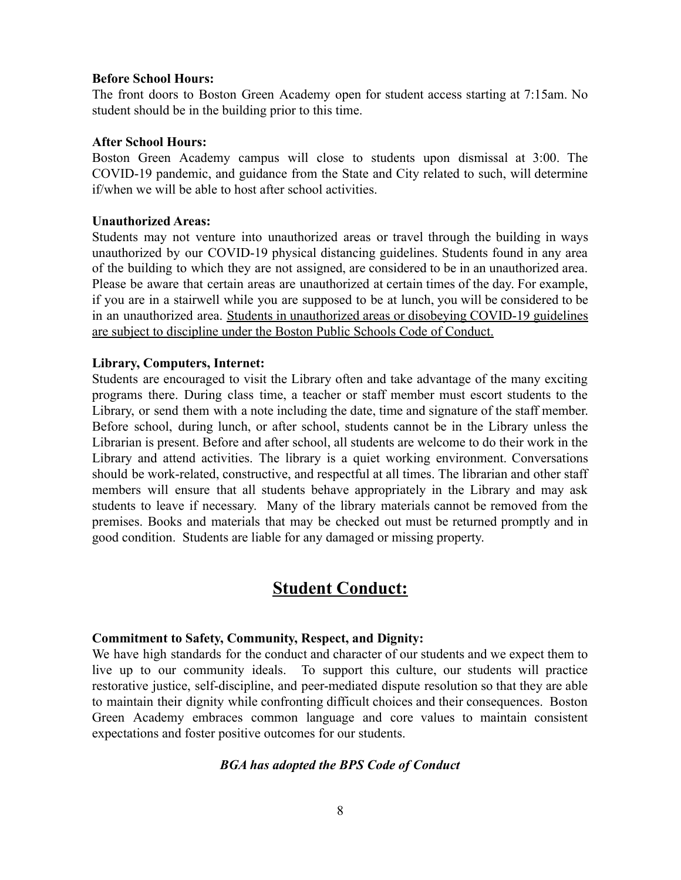**Before School Hours:**
The front doors to Boston Green Academy open for student access starting at 7:15am. No student should be in the building prior to this time.

**After School Hours:**
Boston Green Academy campus will close to students upon dismissal at 3:00. The COVID-19 pandemic, and guidance from the State and City related to such, will determine if/when we will be able to host after school activities.

**Unauthorized Areas:**
Students may not venture into unauthorized areas or travel through the building in ways unauthorized by our COVID-19 physical distancing guidelines. Students found in any area of the building to which they are not assigned, are considered to be in an unauthorized area. Please be aware that certain areas are unauthorized at certain times of the day. For example, if you are in a stairwell while you are supposed to be at lunch, you will be considered to be in an unauthorized area. <u>Students in unauthorized areas or disobeying COVID-19 guidelines are subject to discipline under the Boston Public Schools Code of Conduct.</u>

**Library, Computers, Internet:**
Students are encouraged to visit the Library often and take advantage of the many exciting programs there. During class time, a teacher or staff member must escort students to the Library, or send them with a note including the date, time and signature of the staff member. Before school, during lunch, or after school, students cannot be in the Library unless the Librarian is present. Before and after school, all students are welcome to do their work in the Library and attend activities. The library is a quiet working environment. Conversations should be work-related, constructive, and respectful at all times. The librarian and other staff members will ensure that all students behave appropriately in the Library and may ask students to leave if necessary. Many of the library materials cannot be removed from the premises. Books and materials that may be checked out must be returned promptly and in good condition. Students are liable for any damaged or missing property.

# <u>Student Conduct:</u>

**Commitment to Safety, Community, Respect, and Dignity:**
We have high standards for the conduct and character of our students and we expect them to live up to our community ideals. To support this culture, our students will practice restorative justice, self-discipline, and peer-mediated dispute resolution so that they are able to maintain their dignity while confronting difficult choices and their consequences. Boston Green Academy embraces common language and core values to maintain consistent expectations and foster positive outcomes for our students.

***BGA has adopted the BPS Code of Conduct***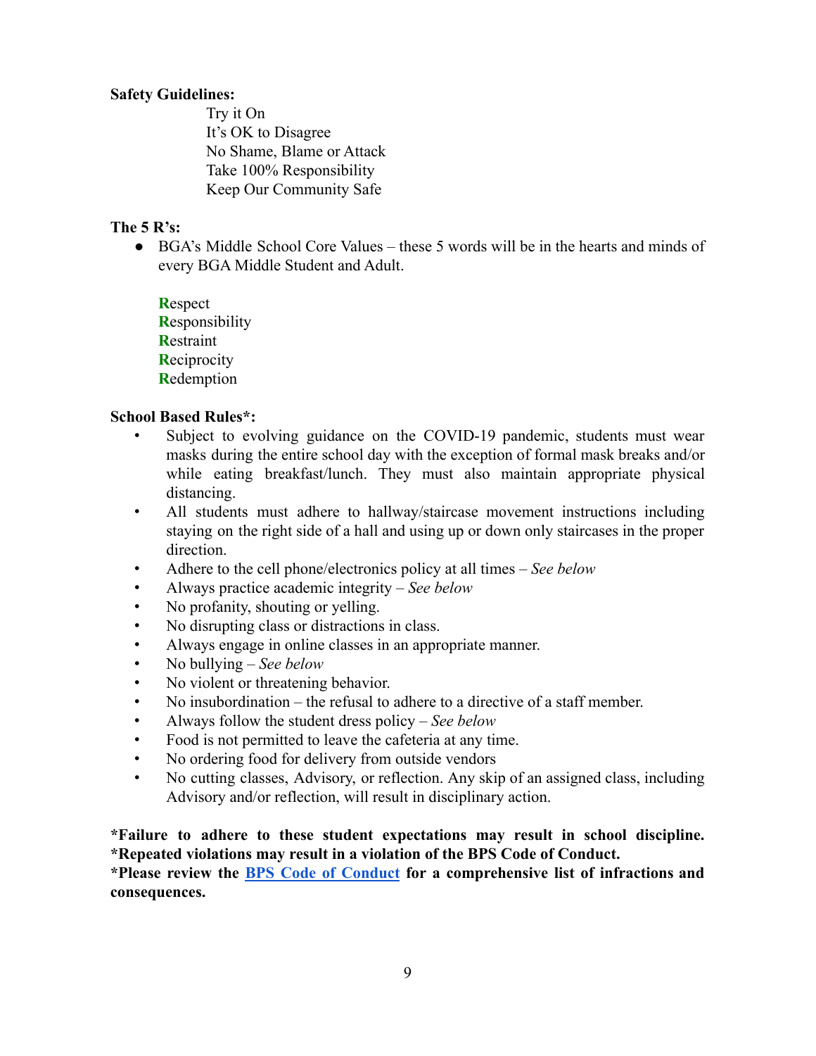**Safety Guidelines:**

Try it On
It's OK to Disagree
No Shame, Blame or Attack
Take 100% Responsibility
Keep Our Community Safe

**The 5 R's:**

- BGA's Middle School Core Values – these 5 words will be in the hearts and minds of every BGA Middle Student and Adult.

  **R**espect
  **R**esponsibility
  **R**estraint
  **R**eciprocity
  **R**edemption

**School Based Rules*:**

- Subject to evolving guidance on the COVID-19 pandemic, students must wear masks during the entire school day with the exception of formal mask breaks and/or while eating breakfast/lunch. They must also maintain appropriate physical distancing.
- All students must adhere to hallway/staircase movement instructions including staying on the right side of a hall and using up or down only staircases in the proper direction.
- Adhere to the cell phone/electronics policy at all times – *See below*
- Always practice academic integrity – *See below*
- No profanity, shouting or yelling.
- No disrupting class or distractions in class.
- Always engage in online classes in an appropriate manner.
- No bullying – *See below*
- No violent or threatening behavior.
- No insubordination – the refusal to adhere to a directive of a staff member.
- Always follow the student dress policy – *See below*
- Food is not permitted to leave the cafeteria at any time.
- No ordering food for delivery from outside vendors
- No cutting classes, Advisory, or reflection. Any skip of an assigned class, including Advisory and/or reflection, will result in disciplinary action.

**\*Failure to adhere to these student expectations may result in school discipline.**
**\*Repeated violations may result in a violation of the BPS Code of Conduct.**
**\*Please review the [BPS Code of Conduct]() for a comprehensive list of infractions and consequences.**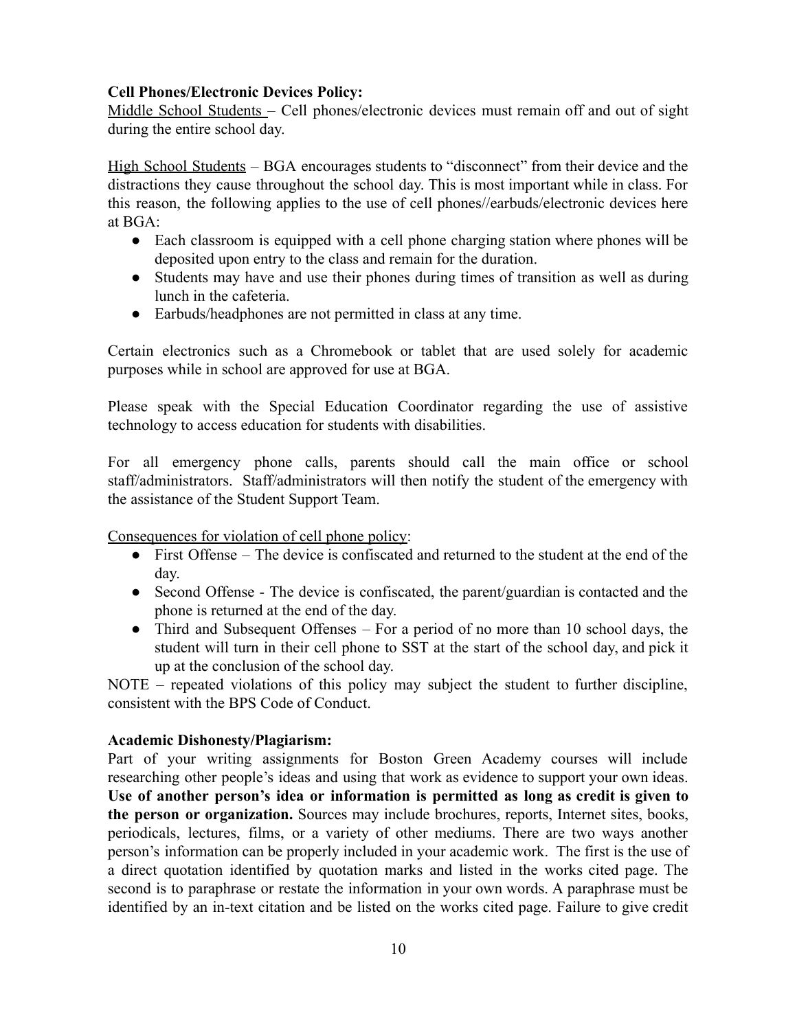**Cell Phones/Electronic Devices Policy:**

Middle School Students – Cell phones/electronic devices must remain off and out of sight during the entire school day.

High School Students – BGA encourages students to "disconnect" from their device and the distractions they cause throughout the school day. This is most important while in class. For this reason, the following applies to the use of cell phones//earbuds/electronic devices here at BGA:

- Each classroom is equipped with a cell phone charging station where phones will be deposited upon entry to the class and remain for the duration.
- Students may have and use their phones during times of transition as well as during lunch in the cafeteria.
- Earbuds/headphones are not permitted in class at any time.

Certain electronics such as a Chromebook or tablet that are used solely for academic purposes while in school are approved for use at BGA.

Please speak with the Special Education Coordinator regarding the use of assistive technology to access education for students with disabilities.

For all emergency phone calls, parents should call the main office or school staff/administrators. Staff/administrators will then notify the student of the emergency with the assistance of the Student Support Team.

Consequences for violation of cell phone policy:

- First Offense – The device is confiscated and returned to the student at the end of the day.
- Second Offense - The device is confiscated, the parent/guardian is contacted and the phone is returned at the end of the day.
- Third and Subsequent Offenses – For a period of no more than 10 school days, the student will turn in their cell phone to SST at the start of the school day, and pick it up at the conclusion of the school day.

NOTE – repeated violations of this policy may subject the student to further discipline, consistent with the BPS Code of Conduct.

**Academic Dishonesty/Plagiarism:**

Part of your writing assignments for Boston Green Academy courses will include researching other people's ideas and using that work as evidence to support your own ideas. **Use of another person's idea or information is permitted as long as credit is given to the person or organization.** Sources may include brochures, reports, Internet sites, books, periodicals, lectures, films, or a variety of other mediums. There are two ways another person's information can be properly included in your academic work. The first is the use of a direct quotation identified by quotation marks and listed in the works cited page. The second is to paraphrase or restate the information in your own words. A paraphrase must be identified by an in-text citation and be listed on the works cited page. Failure to give credit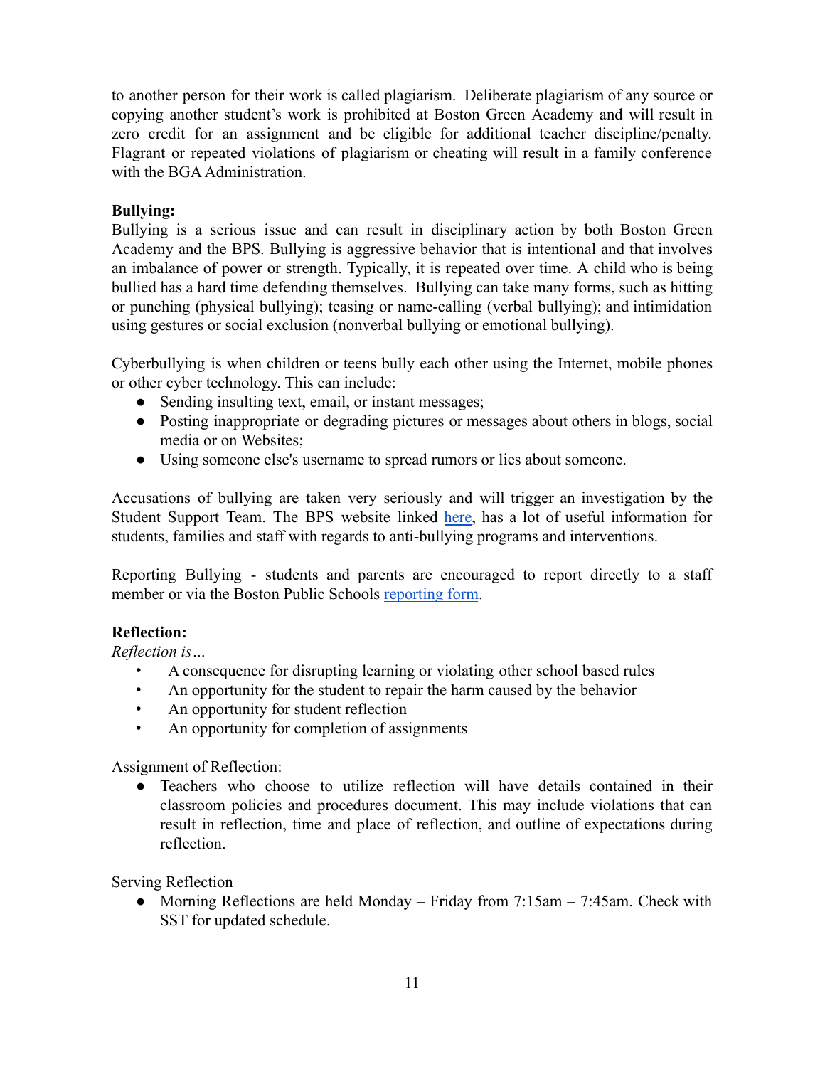to another person for their work is called plagiarism. Deliberate plagiarism of any source or copying another student's work is prohibited at Boston Green Academy and will result in zero credit for an assignment and be eligible for additional teacher discipline/penalty. Flagrant or repeated violations of plagiarism or cheating will result in a family conference with the BGA Administration.

**Bullying:**
Bullying is a serious issue and can result in disciplinary action by both Boston Green Academy and the BPS. Bullying is aggressive behavior that is intentional and that involves an imbalance of power or strength. Typically, it is repeated over time. A child who is being bullied has a hard time defending themselves. Bullying can take many forms, such as hitting or punching (physical bullying); teasing or name-calling (verbal bullying); and intimidation using gestures or social exclusion (nonverbal bullying or emotional bullying).

Cyberbullying is when children or teens bully each other using the Internet, mobile phones or other cyber technology. This can include:

- Sending insulting text, email, or instant messages;
- Posting inappropriate or degrading pictures or messages about others in blogs, social media or on Websites;
- Using someone else's username to spread rumors or lies about someone.

Accusations of bullying are taken very seriously and will trigger an investigation by the Student Support Team. The BPS website linked here, has a lot of useful information for students, families and staff with regards to anti-bullying programs and interventions.

Reporting Bullying - students and parents are encouraged to report directly to a staff member or via the Boston Public Schools reporting form.

**Reflection:**
*Reflection is…*

- A consequence for disrupting learning or violating other school based rules
- An opportunity for the student to repair the harm caused by the behavior
- An opportunity for student reflection
- An opportunity for completion of assignments

Assignment of Reflection:

- Teachers who choose to utilize reflection will have details contained in their classroom policies and procedures document. This may include violations that can result in reflection, time and place of reflection, and outline of expectations during reflection.

Serving Reflection

- Morning Reflections are held Monday – Friday from 7:15am – 7:45am. Check with SST for updated schedule.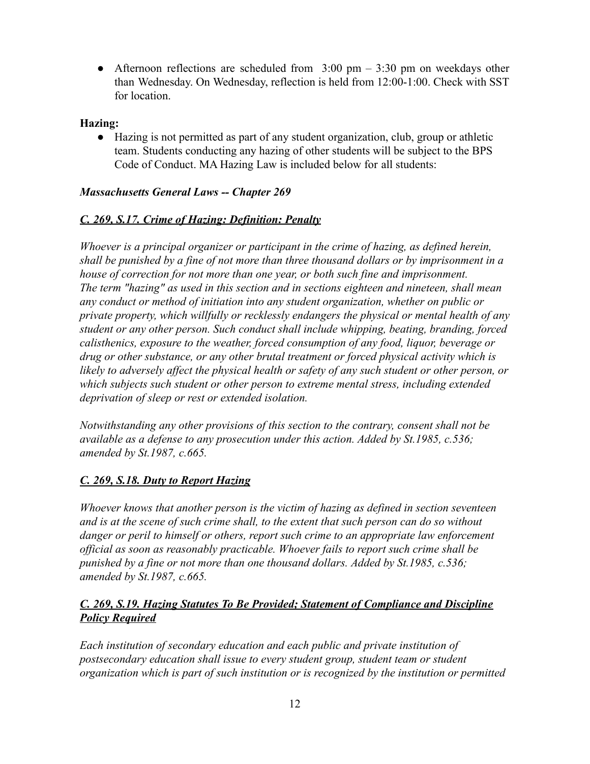- Afternoon reflections are scheduled from 3:00 pm – 3:30 pm on weekdays other than Wednesday. On Wednesday, reflection is held from 12:00-1:00. Check with SST for location.

**Hazing:**

- Hazing is not permitted as part of any student organization, club, group or athletic team. Students conducting any hazing of other students will be subject to the BPS Code of Conduct. MA Hazing Law is included below for all students:

***Massachusetts General Laws -- Chapter 269***

***C. 269, S.17. Crime of Hazing: Definition: Penalty***

*Whoever is a principal organizer or participant in the crime of hazing, as defined herein, shall be punished by a fine of not more than three thousand dollars or by imprisonment in a house of correction for not more than one year, or both such fine and imprisonment. The term "hazing" as used in this section and in sections eighteen and nineteen, shall mean any conduct or method of initiation into any student organization, whether on public or private property, which willfully or recklessly endangers the physical or mental health of any student or any other person. Such conduct shall include whipping, beating, branding, forced calisthenics, exposure to the weather, forced consumption of any food, liquor, beverage or drug or other substance, or any other brutal treatment or forced physical activity which is likely to adversely affect the physical health or safety of any such student or other person, or which subjects such student or other person to extreme mental stress, including extended deprivation of sleep or rest or extended isolation.*

*Notwithstanding any other provisions of this section to the contrary, consent shall not be available as a defense to any prosecution under this action. Added by St.1985, c.536; amended by St.1987, c.665.*

***C. 269, S.18. Duty to Report Hazing***

*Whoever knows that another person is the victim of hazing as defined in section seventeen and is at the scene of such crime shall, to the extent that such person can do so without danger or peril to himself or others, report such crime to an appropriate law enforcement official as soon as reasonably practicable. Whoever fails to report such crime shall be punished by a fine or not more than one thousand dollars. Added by St.1985, c.536; amended by St.1987, c.665.*

***C. 269, S.19. Hazing Statutes To Be Provided; Statement of Compliance and Discipline Policy Required***

*Each institution of secondary education and each public and private institution of postsecondary education shall issue to every student group, student team or student organization which is part of such institution or is recognized by the institution or permitted*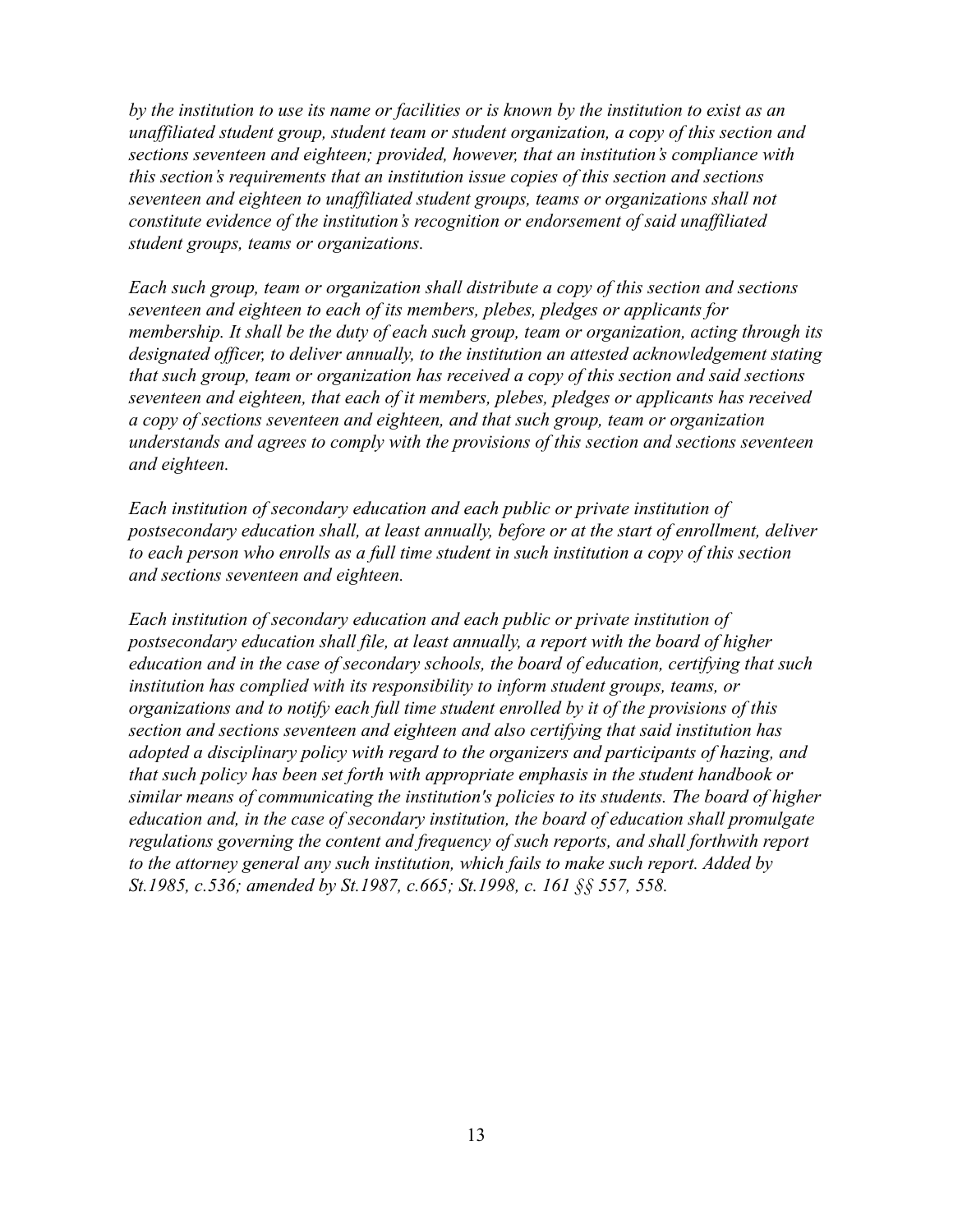*by the institution to use its name or facilities or is known by the institution to exist as an unaffiliated student group, student team or student organization, a copy of this section and sections seventeen and eighteen; provided, however, that an institution's compliance with this section's requirements that an institution issue copies of this section and sections seventeen and eighteen to unaffiliated student groups, teams or organizations shall not constitute evidence of the institution's recognition or endorsement of said unaffiliated student groups, teams or organizations.*

*Each such group, team or organization shall distribute a copy of this section and sections seventeen and eighteen to each of its members, plebes, pledges or applicants for membership. It shall be the duty of each such group, team or organization, acting through its designated officer, to deliver annually, to the institution an attested acknowledgement stating that such group, team or organization has received a copy of this section and said sections seventeen and eighteen, that each of it members, plebes, pledges or applicants has received a copy of sections seventeen and eighteen, and that such group, team or organization understands and agrees to comply with the provisions of this section and sections seventeen and eighteen.*

*Each institution of secondary education and each public or private institution of postsecondary education shall, at least annually, before or at the start of enrollment, deliver to each person who enrolls as a full time student in such institution a copy of this section and sections seventeen and eighteen.*

*Each institution of secondary education and each public or private institution of postsecondary education shall file, at least annually, a report with the board of higher education and in the case of secondary schools, the board of education, certifying that such institution has complied with its responsibility to inform student groups, teams, or organizations and to notify each full time student enrolled by it of the provisions of this section and sections seventeen and eighteen and also certifying that said institution has adopted a disciplinary policy with regard to the organizers and participants of hazing, and that such policy has been set forth with appropriate emphasis in the student handbook or similar means of communicating the institution's policies to its students. The board of higher education and, in the case of secondary institution, the board of education shall promulgate regulations governing the content and frequency of such reports, and shall forthwith report to the attorney general any such institution, which fails to make such report. Added by St.1985, c.536; amended by St.1987, c.665; St.1998, c. 161 §§ 557, 558.*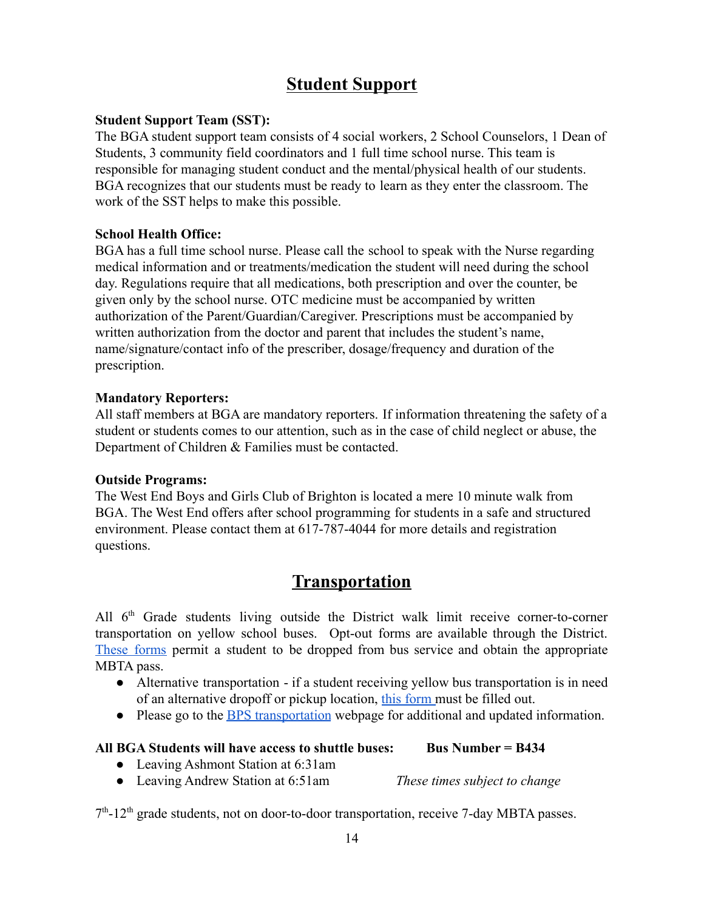## Student Support

**Student Support Team (SST):**

The BGA student support team consists of 4 social workers, 2 School Counselors, 1 Dean of Students, 3 community field coordinators and 1 full time school nurse. This team is responsible for managing student conduct and the mental/physical health of our students. BGA recognizes that our students must be ready to learn as they enter the classroom. The work of the SST helps to make this possible.

**School Health Office:**

BGA has a full time school nurse. Please call the school to speak with the Nurse regarding medical information and or treatments/medication the student will need during the school day. Regulations require that all medications, both prescription and over the counter, be given only by the school nurse. OTC medicine must be accompanied by written authorization of the Parent/Guardian/Caregiver. Prescriptions must be accompanied by written authorization from the doctor and parent that includes the student's name, name/signature/contact info of the prescriber, dosage/frequency and duration of the prescription.

**Mandatory Reporters:**

All staff members at BGA are mandatory reporters. If information threatening the safety of a student or students comes to our attention, such as in the case of child neglect or abuse, the Department of Children & Families must be contacted.

**Outside Programs:**

The West End Boys and Girls Club of Brighton is located a mere 10 minute walk from BGA. The West End offers after school programming for students in a safe and structured environment. Please contact them at 617-787-4044 for more details and registration questions.

## Transportation

All 6th Grade students living outside the District walk limit receive corner-to-corner transportation on yellow school buses. Opt-out forms are available through the District. These forms permit a student to be dropped from bus service and obtain the appropriate MBTA pass.

- Alternative transportation - if a student receiving yellow bus transportation is in need of an alternative dropoff or pickup location, this form must be filled out.
- Please go to the BPS transportation webpage for additional and updated information.

**All BGA Students will have access to shuttle buses:** **Bus Number = B434**

- Leaving Ashmont Station at 6:31am
- Leaving Andrew Station at 6:51am

*These times subject to change*

7th-12th grade students, not on door-to-door transportation, receive 7-day MBTA passes.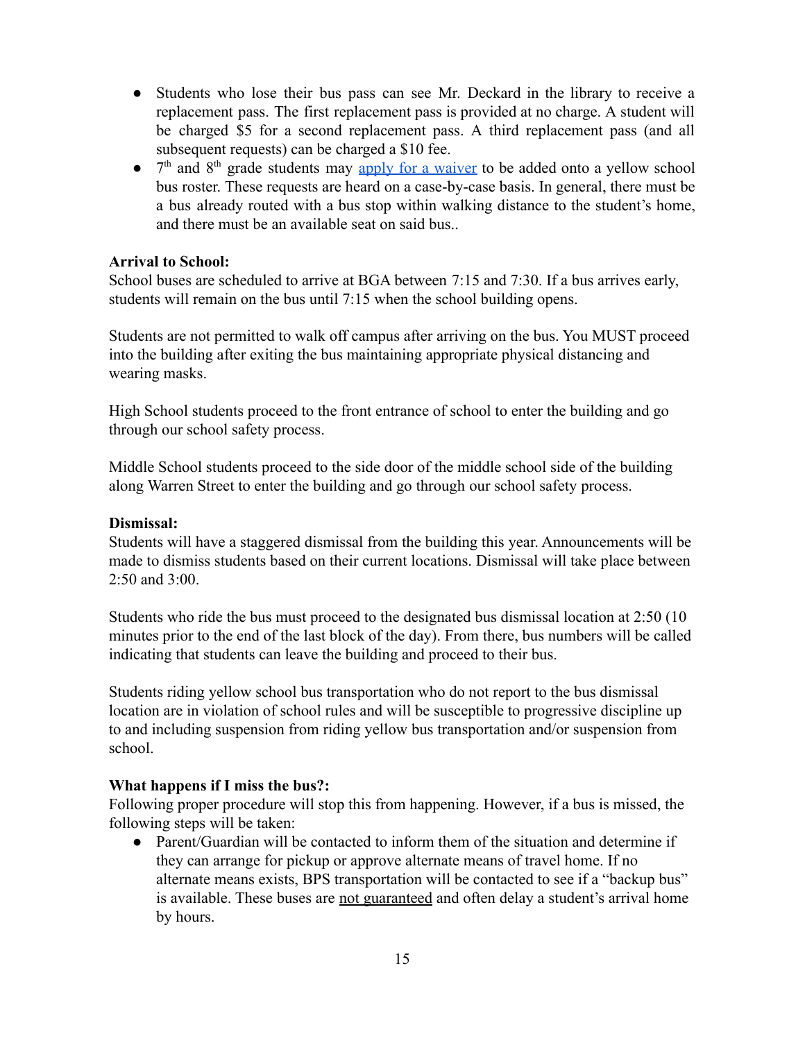- Students who lose their bus pass can see Mr. Deckard in the library to receive a replacement pass. The first replacement pass is provided at no charge. A student will be charged $5 for a second replacement pass. A third replacement pass (and all subsequent requests) can be charged a $10 fee.
- 7th and 8th grade students may apply for a waiver to be added onto a yellow school bus roster. These requests are heard on a case-by-case basis. In general, there must be a bus already routed with a bus stop within walking distance to the student's home, and there must be an available seat on said bus..

**Arrival to School:**
School buses are scheduled to arrive at BGA between 7:15 and 7:30. If a bus arrives early, students will remain on the bus until 7:15 when the school building opens.

Students are not permitted to walk off campus after arriving on the bus. You MUST proceed into the building after exiting the bus maintaining appropriate physical distancing and wearing masks.

High School students proceed to the front entrance of school to enter the building and go through our school safety process.

Middle School students proceed to the side door of the middle school side of the building along Warren Street to enter the building and go through our school safety process.

**Dismissal:**
Students will have a staggered dismissal from the building this year. Announcements will be made to dismiss students based on their current locations. Dismissal will take place between 2:50 and 3:00.

Students who ride the bus must proceed to the designated bus dismissal location at 2:50 (10 minutes prior to the end of the last block of the day). From there, bus numbers will be called indicating that students can leave the building and proceed to their bus.

Students riding yellow school bus transportation who do not report to the bus dismissal location are in violation of school rules and will be susceptible to progressive discipline up to and including suspension from riding yellow bus transportation and/or suspension from school.

**What happens if I miss the bus?:**
Following proper procedure will stop this from happening. However, if a bus is missed, the following steps will be taken:

- Parent/Guardian will be contacted to inform them of the situation and determine if they can arrange for pickup or approve alternate means of travel home. If no alternate means exists, BPS transportation will be contacted to see if a "backup bus" is available. These buses are not guaranteed and often delay a student's arrival home by hours.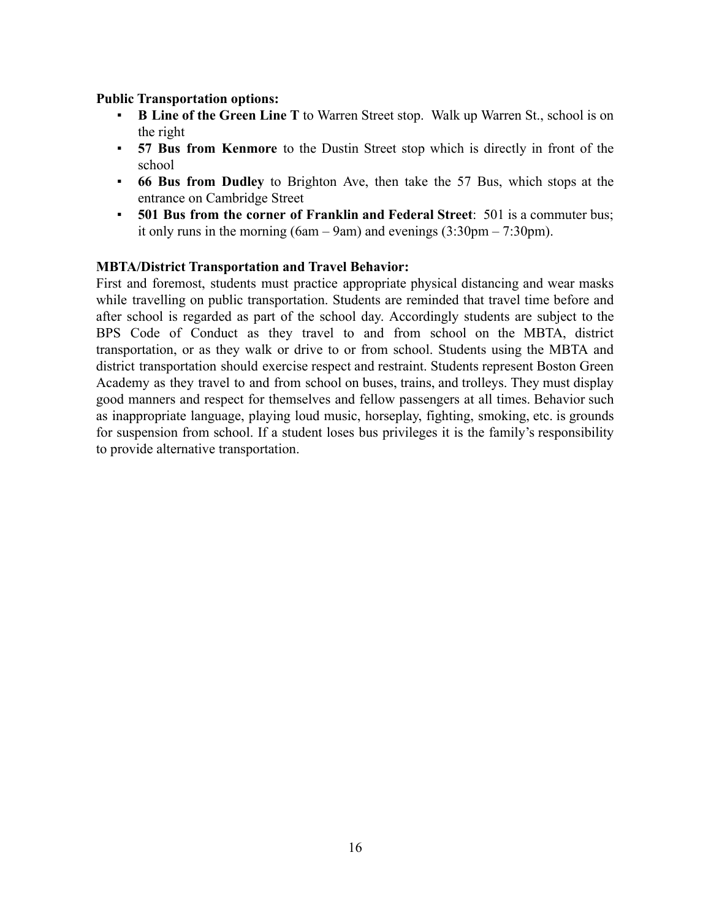**Public Transportation options:**

- **B Line of the Green Line T** to Warren Street stop. Walk up Warren St., school is on the right
- **57 Bus from Kenmore** to the Dustin Street stop which is directly in front of the school
- **66 Bus from Dudley** to Brighton Ave, then take the 57 Bus, which stops at the entrance on Cambridge Street
- **501 Bus from the corner of Franklin and Federal Street**: 501 is a commuter bus; it only runs in the morning (6am – 9am) and evenings (3:30pm – 7:30pm).

**MBTA/District Transportation and Travel Behavior:**

First and foremost, students must practice appropriate physical distancing and wear masks while travelling on public transportation. Students are reminded that travel time before and after school is regarded as part of the school day. Accordingly students are subject to the BPS Code of Conduct as they travel to and from school on the MBTA, district transportation, or as they walk or drive to or from school. Students using the MBTA and district transportation should exercise respect and restraint. Students represent Boston Green Academy as they travel to and from school on buses, trains, and trolleys. They must display good manners and respect for themselves and fellow passengers at all times. Behavior such as inappropriate language, playing loud music, horseplay, fighting, smoking, etc. is grounds for suspension from school. If a student loses bus privileges it is the family's responsibility to provide alternative transportation.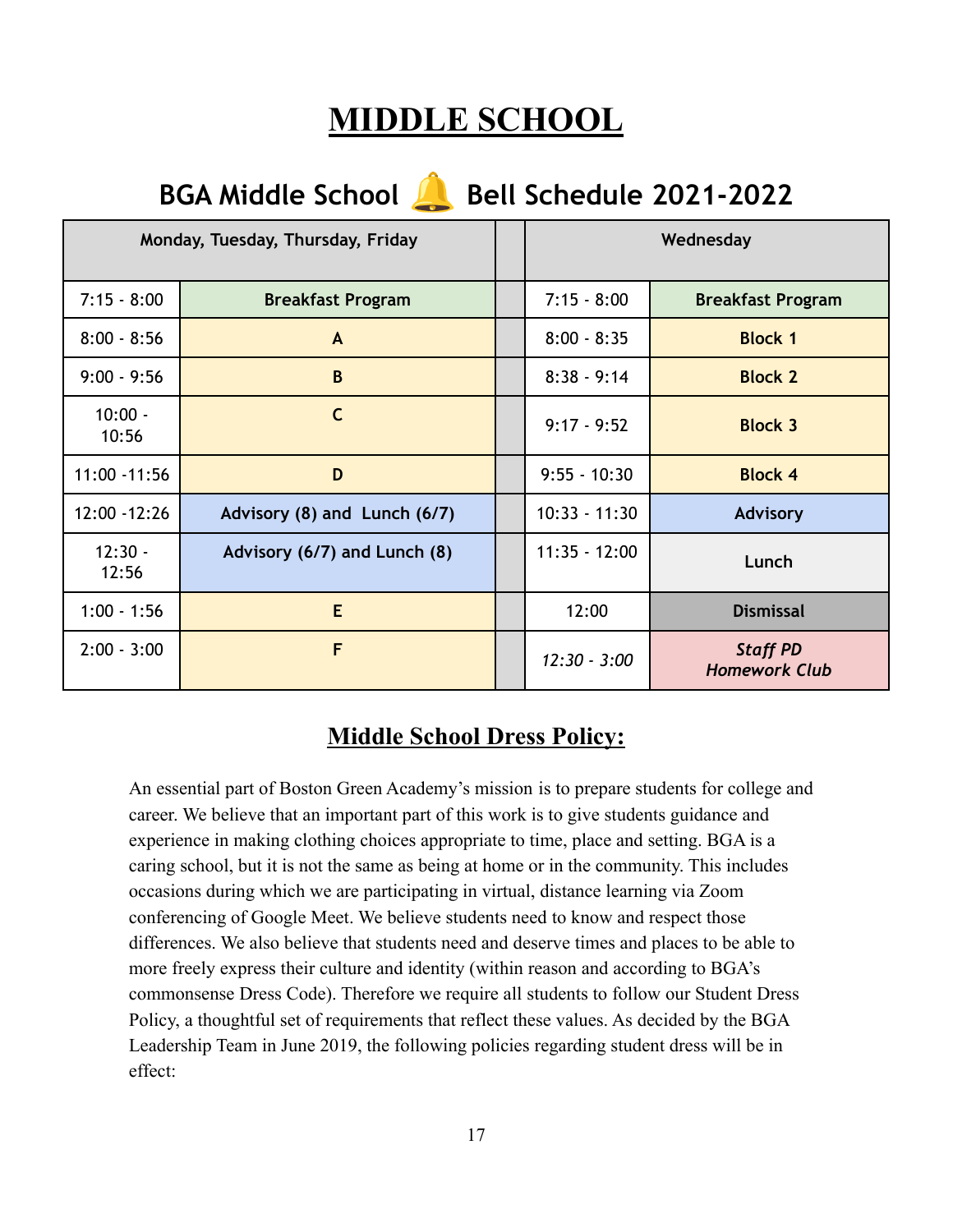# MIDDLE SCHOOL

## BGA Middle School 🔔 Bell Schedule 2021-2022

| Monday, Tuesday, Thursday, Friday | | | Wednesday | |
|---|---|---|---|---|
| 7:15 - 8:00 | **Breakfast Program** | | 7:15 - 8:00 | **Breakfast Program** |
| 8:00 - 8:56 | **A** | | 8:00 - 8:35 | **Block 1** |
| 9:00 - 9:56 | **B** | | 8:38 - 9:14 | **Block 2** |
| 10:00 - 10:56 | **C** | | 9:17 - 9:52 | **Block 3** |
| 11:00 -11:56 | **D** | | 9:55 - 10:30 | **Block 4** |
| 12:00 -12:26 | **Advisory (8) and Lunch (6/7)** | | 10:33 - 11:30 | **Advisory** |
| 12:30 - 12:56 | **Advisory (6/7) and Lunch (8)** | | 11:35 - 12:00 | **Lunch** |
| 1:00 - 1:56 | **E** | | 12:00 | **Dismissal** |
| 2:00 - 3:00 | **F** | | *12:30 - 3:00* | ***Staff PD Homework Club*** |

## Middle School Dress Policy:

An essential part of Boston Green Academy's mission is to prepare students for college and career. We believe that an important part of this work is to give students guidance and experience in making clothing choices appropriate to time, place and setting. BGA is a caring school, but it is not the same as being at home or in the community. This includes occasions during which we are participating in virtual, distance learning via Zoom conferencing of Google Meet. We believe students need to know and respect those differences. We also believe that students need and deserve times and places to be able to more freely express their culture and identity (within reason and according to BGA's commonsense Dress Code). Therefore we require all students to follow our Student Dress Policy, a thoughtful set of requirements that reflect these values. As decided by the BGA Leadership Team in June 2019, the following policies regarding student dress will be in effect: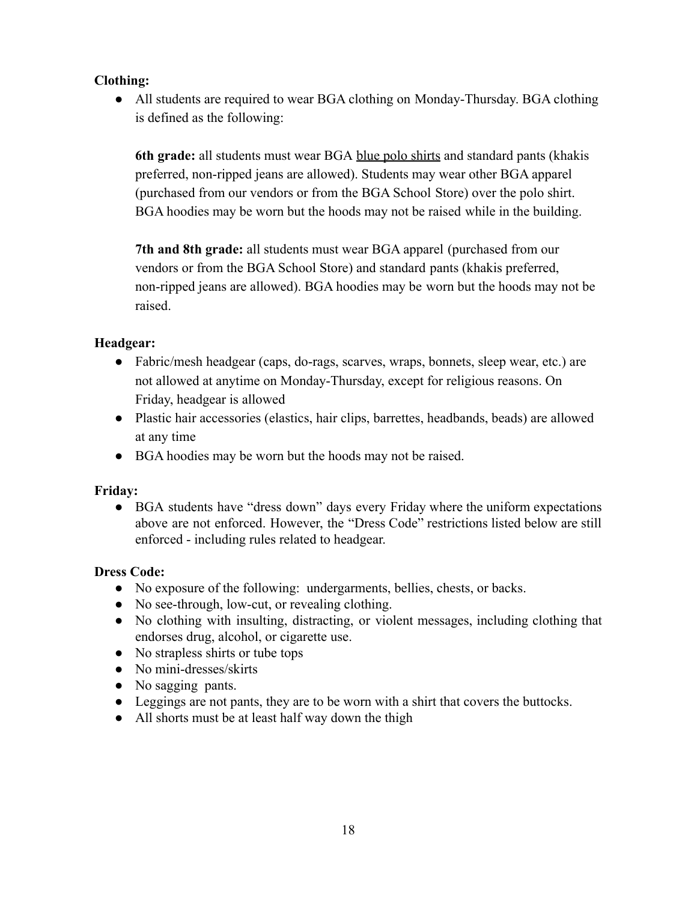**Clothing:**

- All students are required to wear BGA clothing on Monday-Thursday. BGA clothing is defined as the following:

  **6th grade:** all students must wear BGA <u>blue polo shirts</u> and standard pants (khakis preferred, non-ripped jeans are allowed). Students may wear other BGA apparel (purchased from our vendors or from the BGA School Store) over the polo shirt. BGA hoodies may be worn but the hoods may not be raised while in the building.

  **7th and 8th grade:** all students must wear BGA apparel (purchased from our vendors or from the BGA School Store) and standard pants (khakis preferred, non-ripped jeans are allowed). BGA hoodies may be worn but the hoods may not be raised.

**Headgear:**

- Fabric/mesh headgear (caps, do-rags, scarves, wraps, bonnets, sleep wear, etc.) are not allowed at anytime on Monday-Thursday, except for religious reasons. On Friday, headgear is allowed
- Plastic hair accessories (elastics, hair clips, barrettes, headbands, beads) are allowed at any time
- BGA hoodies may be worn but the hoods may not be raised.

**Friday:**

- BGA students have "dress down" days every Friday where the uniform expectations above are not enforced. However, the "Dress Code" restrictions listed below are still enforced - including rules related to headgear.

**Dress Code:**

- No exposure of the following: undergarments, bellies, chests, or backs.
- No see-through, low-cut, or revealing clothing.
- No clothing with insulting, distracting, or violent messages, including clothing that endorses drug, alcohol, or cigarette use.
- No strapless shirts or tube tops
- No mini-dresses/skirts
- No sagging pants.
- Leggings are not pants, they are to be worn with a shirt that covers the buttocks.
- All shorts must be at least half way down the thigh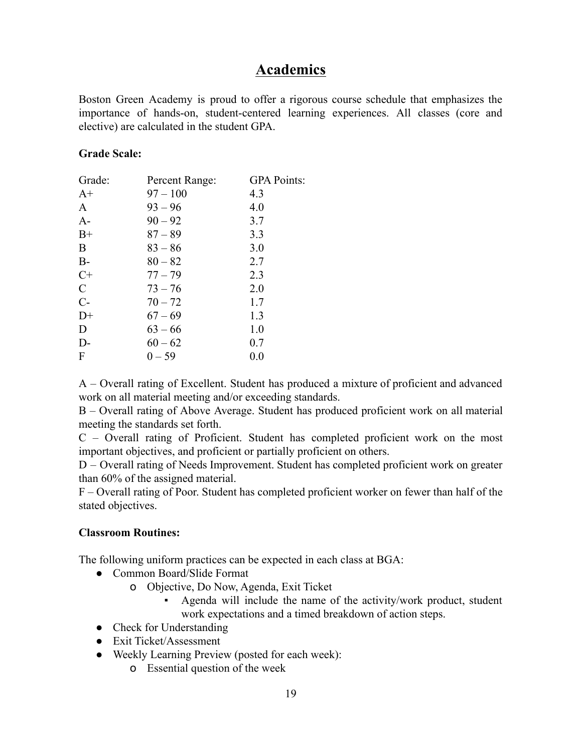# Academics

Boston Green Academy is proud to offer a rigorous course schedule that emphasizes the importance of hands-on, student-centered learning experiences. All classes (core and elective) are calculated in the student GPA.

**Grade Scale:**

| Grade: | Percent Range: | GPA Points: |
|---|---|---|
| A+ | 97 – 100 | 4.3 |
| A | 93 – 96 | 4.0 |
| A- | 90 – 92 | 3.7 |
| B+ | 87 – 89 | 3.3 |
| B | 83 – 86 | 3.0 |
| B- | 80 – 82 | 2.7 |
| C+ | 77 – 79 | 2.3 |
| C | 73 – 76 | 2.0 |
| C- | 70 – 72 | 1.7 |
| D+ | 67 – 69 | 1.3 |
| D | 63 – 66 | 1.0 |
| D- | 60 – 62 | 0.7 |
| F | 0 – 59 | 0.0 |

A – Overall rating of Excellent. Student has produced a mixture of proficient and advanced work on all material meeting and/or exceeding standards.
B – Overall rating of Above Average. Student has produced proficient work on all material meeting the standards set forth.
C – Overall rating of Proficient. Student has completed proficient work on the most important objectives, and proficient or partially proficient on others.
D – Overall rating of Needs Improvement. Student has completed proficient work on greater than 60% of the assigned material.
F – Overall rating of Poor. Student has completed proficient worker on fewer than half of the stated objectives.

**Classroom Routines:**

The following uniform practices can be expected in each class at BGA:

- Common Board/Slide Format
  - Objective, Do Now, Agenda, Exit Ticket
    - Agenda will include the name of the activity/work product, student work expectations and a timed breakdown of action steps.
- Check for Understanding
- Exit Ticket/Assessment
- Weekly Learning Preview (posted for each week):
  - Essential question of the week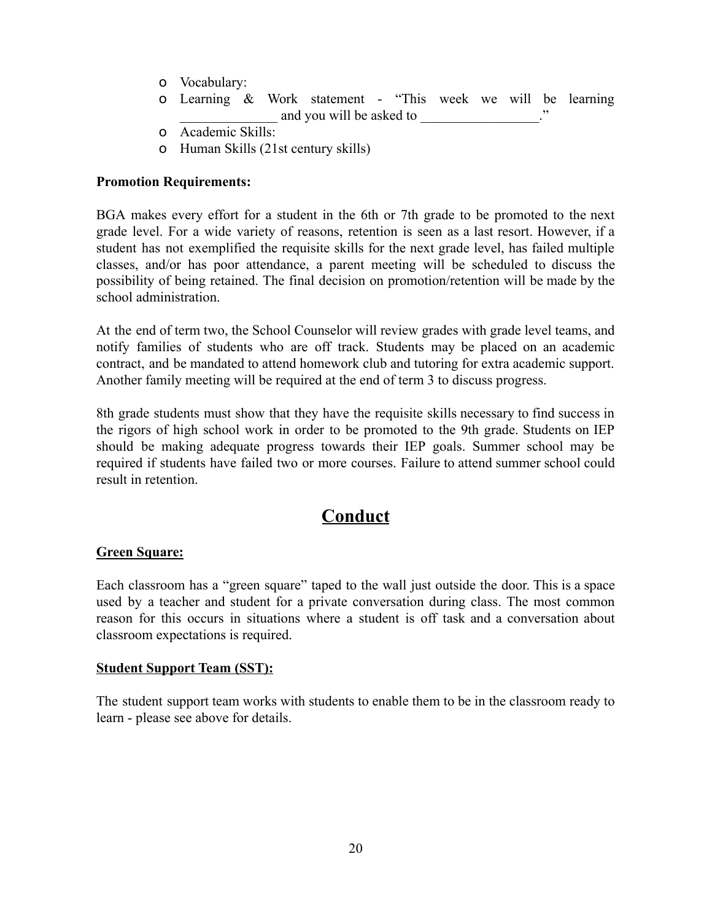- Vocabulary:
- Learning & Work statement - "This week we will be learning ______________ and you will be asked to _________________."
- Academic Skills:
- Human Skills (21st century skills)

**Promotion Requirements:**

BGA makes every effort for a student in the 6th or 7th grade to be promoted to the next grade level. For a wide variety of reasons, retention is seen as a last resort. However, if a student has not exemplified the requisite skills for the next grade level, has failed multiple classes, and/or has poor attendance, a parent meeting will be scheduled to discuss the possibility of being retained. The final decision on promotion/retention will be made by the school administration.

At the end of term two, the School Counselor will review grades with grade level teams, and notify families of students who are off track. Students may be placed on an academic contract, and be mandated to attend homework club and tutoring for extra academic support. Another family meeting will be required at the end of term 3 to discuss progress.

8th grade students must show that they have the requisite skills necessary to find success in the rigors of high school work in order to be promoted to the 9th grade. Students on IEP should be making adequate progress towards their IEP goals. Summer school may be required if students have failed two or more courses. Failure to attend summer school could result in retention.

# Conduct

## Green Square:

Each classroom has a "green square" taped to the wall just outside the door. This is a space used by a teacher and student for a private conversation during class. The most common reason for this occurs in situations where a student is off task and a conversation about classroom expectations is required.

## Student Support Team (SST):

The student support team works with students to enable them to be in the classroom ready to learn - please see above for details.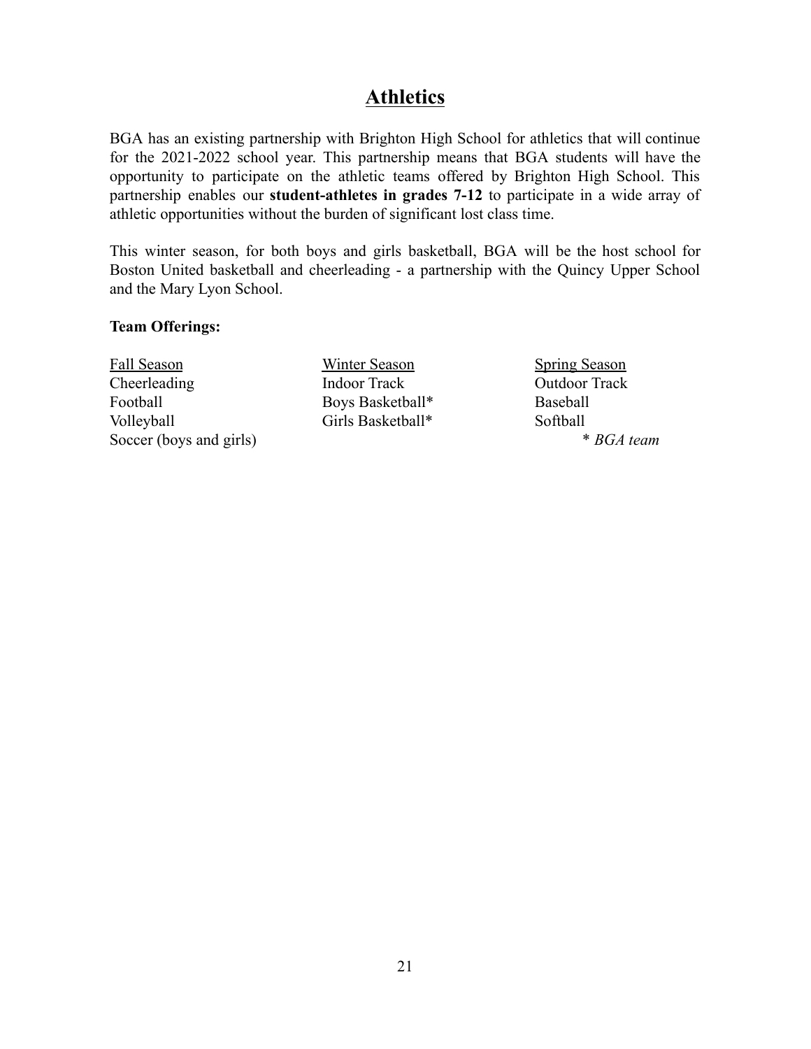# Athletics

BGA has an existing partnership with Brighton High School for athletics that will continue for the 2021-2022 school year. This partnership means that BGA students will have the opportunity to participate on the athletic teams offered by Brighton High School. This partnership enables our **student-athletes in grades 7-12** to participate in a wide array of athletic opportunities without the burden of significant lost class time.

This winter season, for both boys and girls basketball, BGA will be the host school for Boston United basketball and cheerleading - a partnership with the Quincy Upper School and the Mary Lyon School.

**Team Offerings:**

| Fall Season | Winter Season | Spring Season |
|---|---|---|
| Cheerleading | Indoor Track | Outdoor Track |
| Football | Boys Basketball* | Baseball |
| Volleyball | Girls Basketball* | Softball |
| Soccer (boys and girls) | | |

*\* BGA team*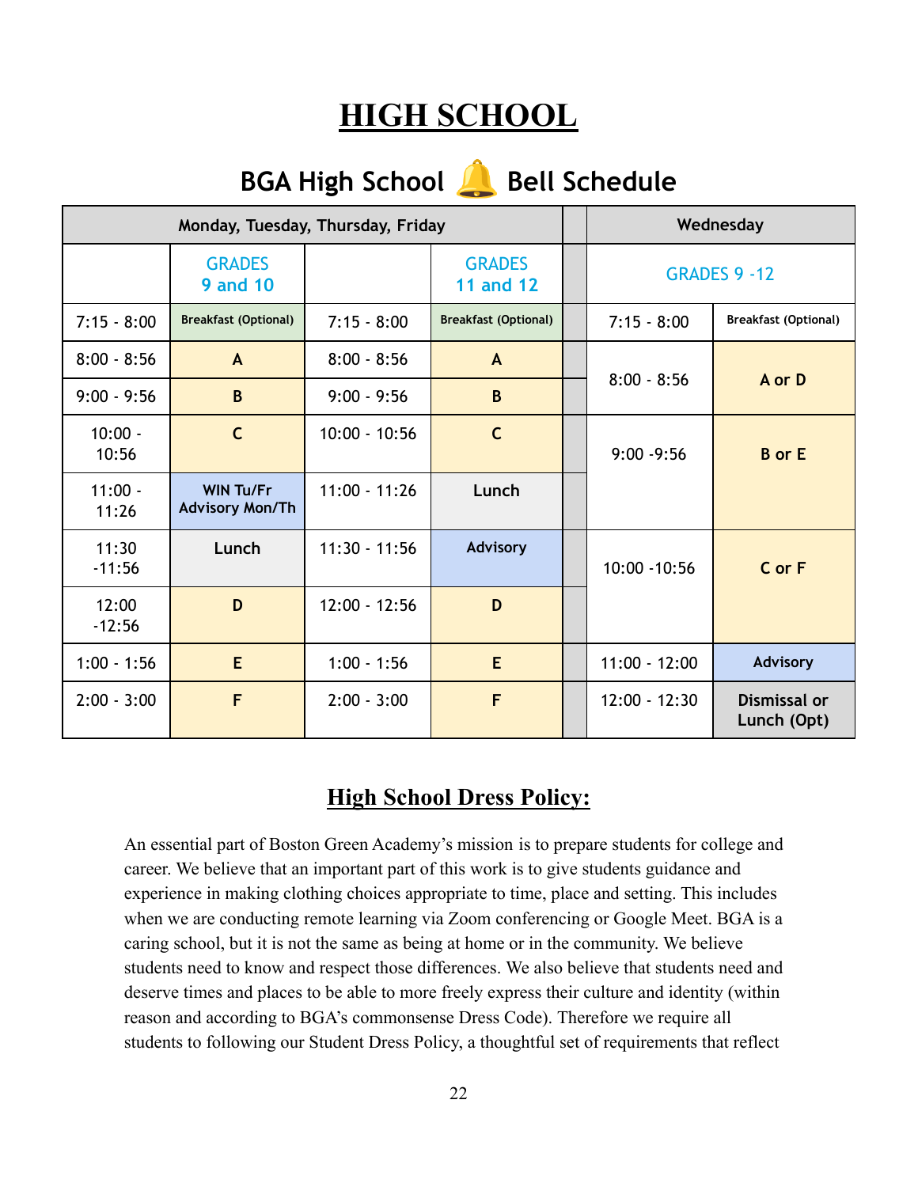# HIGH SCHOOL

## BGA High School 🔔 Bell Schedule

| Monday, Tuesday, Thursday, Friday | | | | | Wednesday | |
|---|---|---|---|---|---|---|
| | GRADES 9 and 10 | | GRADES 11 and 12 | | GRADES 9 -12 | |
| 7:15 - 8:00 | Breakfast (Optional) | 7:15 - 8:00 | Breakfast (Optional) | | 7:15 - 8:00 | Breakfast (Optional) |
| 8:00 - 8:56 | A | 8:00 - 8:56 | A | | 8:00 - 8:56 | A or D |
| 9:00 - 9:56 | B | 9:00 - 9:56 | B | | | |
| 10:00 - 10:56 | C | 10:00 - 10:56 | C | | 9:00 -9:56 | B or E |
| 11:00 - 11:26 | WIN Tu/Fr Advisory Mon/Th | 11:00 - 11:26 | Lunch | | | |
| 11:30 -11:56 | Lunch | 11:30 - 11:56 | Advisory | | 10:00 -10:56 | C or F |
| 12:00 -12:56 | D | 12:00 - 12:56 | D | | | |
| 1:00 - 1:56 | E | 1:00 - 1:56 | E | | 11:00 - 12:00 | Advisory |
| 2:00 - 3:00 | F | 2:00 - 3:00 | F | | 12:00 - 12:30 | Dismissal or Lunch (Opt) |

## High School Dress Policy:

An essential part of Boston Green Academy's mission is to prepare students for college and career. We believe that an important part of this work is to give students guidance and experience in making clothing choices appropriate to time, place and setting. This includes when we are conducting remote learning via Zoom conferencing or Google Meet. BGA is a caring school, but it is not the same as being at home or in the community. We believe students need to know and respect those differences. We also believe that students need and deserve times and places to be able to more freely express their culture and identity (within reason and according to BGA's commonsense Dress Code). Therefore we require all students to following our Student Dress Policy, a thoughtful set of requirements that reflect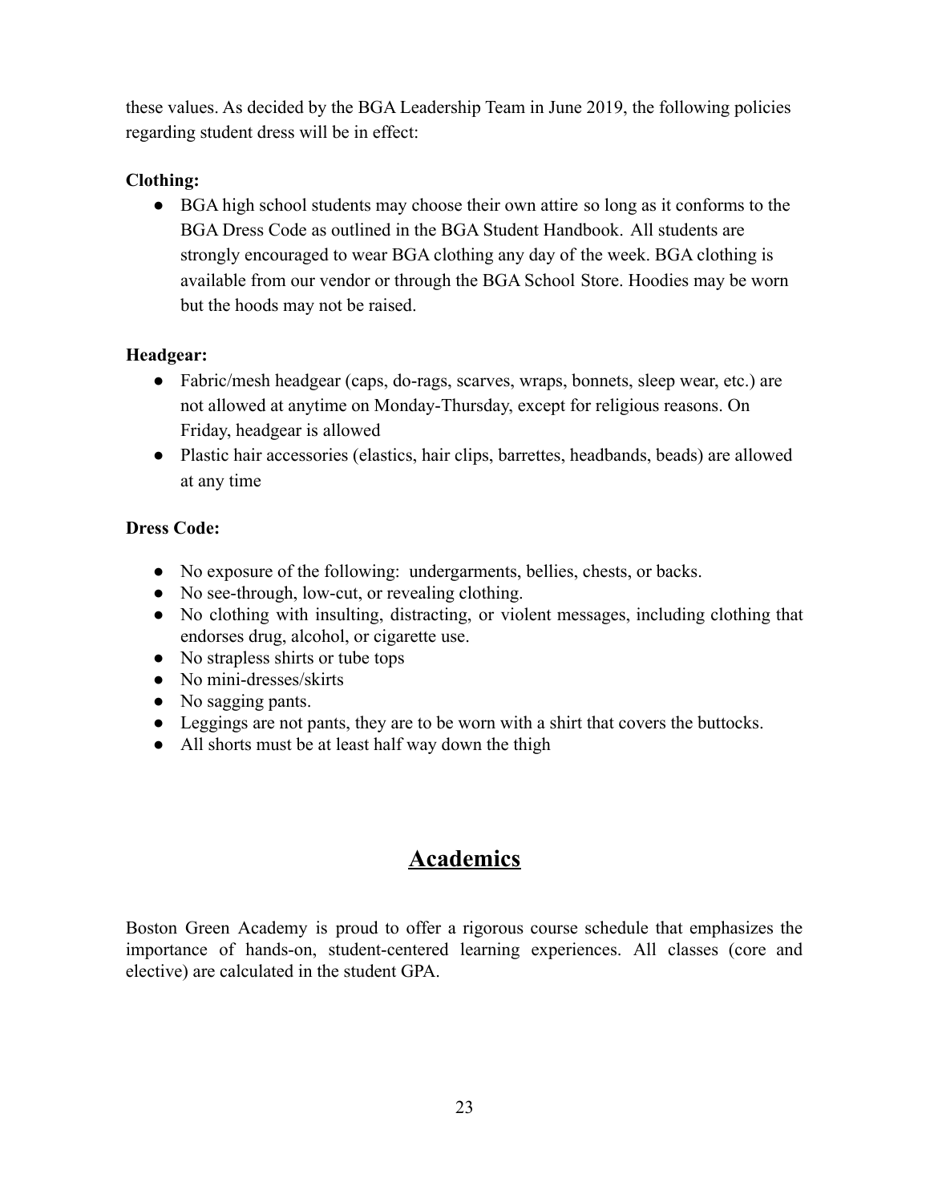these values. As decided by the BGA Leadership Team in June 2019, the following policies regarding student dress will be in effect:

**Clothing:**

- BGA high school students may choose their own attire so long as it conforms to the BGA Dress Code as outlined in the BGA Student Handbook. All students are strongly encouraged to wear BGA clothing any day of the week. BGA clothing is available from our vendor or through the BGA School Store. Hoodies may be worn but the hoods may not be raised.

**Headgear:**

- Fabric/mesh headgear (caps, do-rags, scarves, wraps, bonnets, sleep wear, etc.) are not allowed at anytime on Monday-Thursday, except for religious reasons. On Friday, headgear is allowed
- Plastic hair accessories (elastics, hair clips, barrettes, headbands, beads) are allowed at any time

**Dress Code:**

- No exposure of the following: undergarments, bellies, chests, or backs.
- No see-through, low-cut, or revealing clothing.
- No clothing with insulting, distracting, or violent messages, including clothing that endorses drug, alcohol, or cigarette use.
- No strapless shirts or tube tops
- No mini-dresses/skirts
- No sagging pants.
- Leggings are not pants, they are to be worn with a shirt that covers the buttocks.
- All shorts must be at least half way down the thigh

# Academics

Boston Green Academy is proud to offer a rigorous course schedule that emphasizes the importance of hands-on, student-centered learning experiences. All classes (core and elective) are calculated in the student GPA.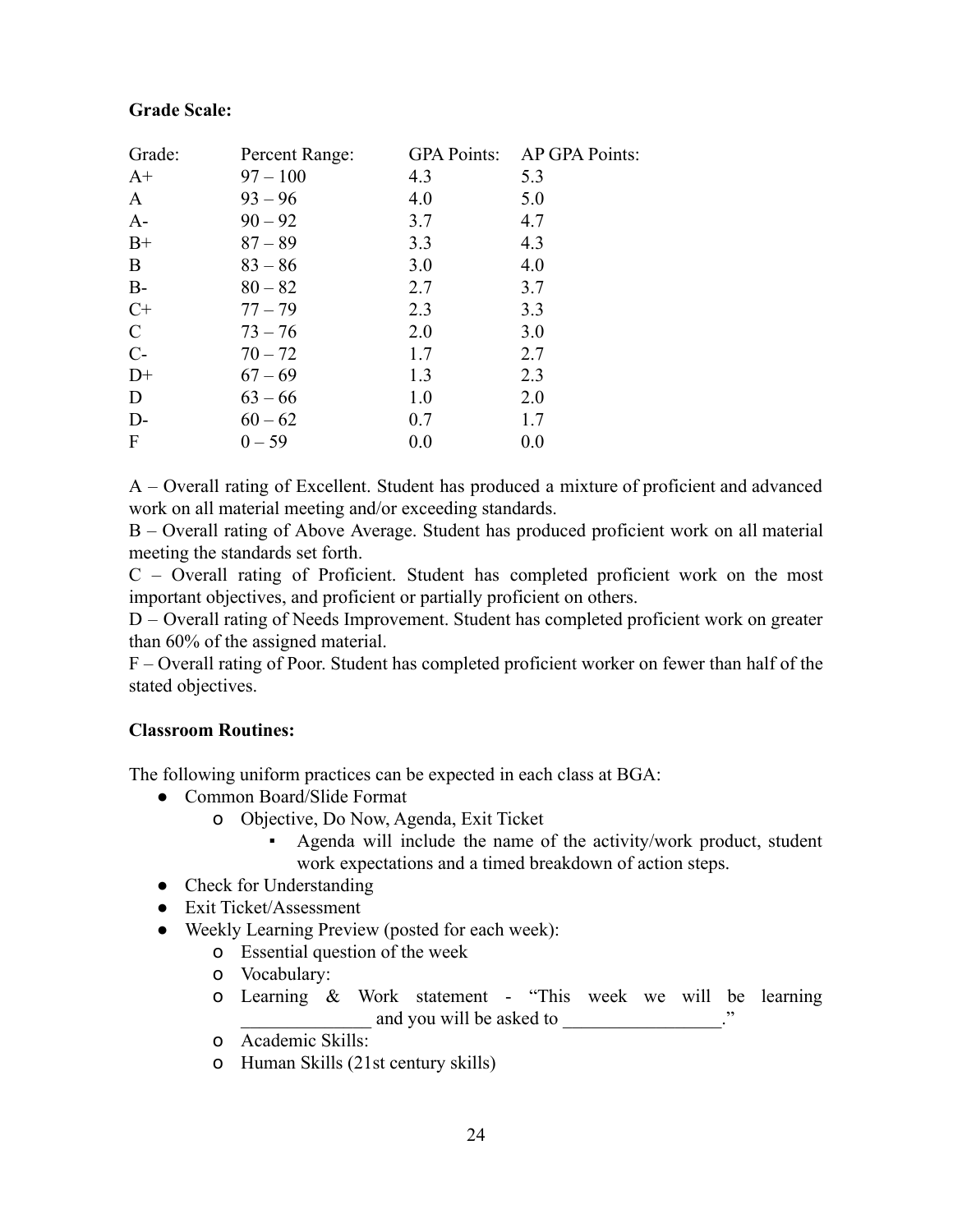**Grade Scale:**

| Grade: | Percent Range: | GPA Points: | AP GPA Points: |
|---|---|---|---|
| A+ | 97 – 100 | 4.3 | 5.3 |
| A | 93 – 96 | 4.0 | 5.0 |
| A- | 90 – 92 | 3.7 | 4.7 |
| B+ | 87 – 89 | 3.3 | 4.3 |
| B | 83 – 86 | 3.0 | 4.0 |
| B- | 80 – 82 | 2.7 | 3.7 |
| C+ | 77 – 79 | 2.3 | 3.3 |
| C | 73 – 76 | 2.0 | 3.0 |
| C- | 70 – 72 | 1.7 | 2.7 |
| D+ | 67 – 69 | 1.3 | 2.3 |
| D | 63 – 66 | 1.0 | 2.0 |
| D- | 60 – 62 | 0.7 | 1.7 |
| F | 0 – 59 | 0.0 | 0.0 |

A – Overall rating of Excellent. Student has produced a mixture of proficient and advanced work on all material meeting and/or exceeding standards.
B – Overall rating of Above Average. Student has produced proficient work on all material meeting the standards set forth.
C – Overall rating of Proficient. Student has completed proficient work on the most important objectives, and proficient or partially proficient on others.
D – Overall rating of Needs Improvement. Student has completed proficient work on greater than 60% of the assigned material.
F – Overall rating of Poor. Student has completed proficient worker on fewer than half of the stated objectives.

**Classroom Routines:**

The following uniform practices can be expected in each class at BGA:

- Common Board/Slide Format
  - Objective, Do Now, Agenda, Exit Ticket
    - Agenda will include the name of the activity/work product, student work expectations and a timed breakdown of action steps.
- Check for Understanding
- Exit Ticket/Assessment
- Weekly Learning Preview (posted for each week):
  - Essential question of the week
  - Vocabulary:
  - Learning & Work statement - "This week we will be learning ______________ and you will be asked to _________________."
  - Academic Skills:
  - Human Skills (21st century skills)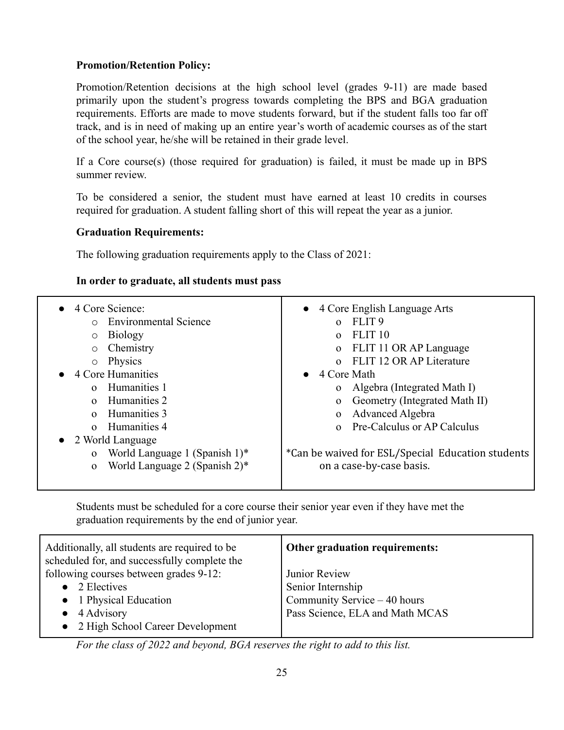**Promotion/Retention Policy:**

Promotion/Retention decisions at the high school level (grades 9-11) are made based primarily upon the student's progress towards completing the BPS and BGA graduation requirements. Efforts are made to move students forward, but if the student falls too far off track, and is in need of making up an entire year's worth of academic courses as of the start of the school year, he/she will be retained in their grade level.

If a Core course(s) (those required for graduation) is failed, it must be made up in BPS summer review.

To be considered a senior, the student must have earned at least 10 credits in courses required for graduation. A student falling short of this will repeat the year as a junior.

**Graduation Requirements:**

The following graduation requirements apply to the Class of 2021:

**In order to graduate, all students must pass**

- 4 Core Science:
  - Environmental Science
  - Biology
  - Chemistry
  - Physics
- 4 Core Humanities
  - Humanities 1
  - Humanities 2
  - Humanities 3
  - Humanities 4
- 2 World Language
  - World Language 1 (Spanish 1)*
  - World Language 2 (Spanish 2)*
- 4 Core English Language Arts
  - FLIT 9
  - FLIT 10
  - FLIT 11 OR AP Language
  - FLIT 12 OR AP Literature
- 4 Core Math
  - Algebra (Integrated Math I)
  - Geometry (Integrated Math II)
  - Advanced Algebra
  - Pre-Calculus or AP Calculus

*Can be waived for ESL/Special Education students on a case-by-case basis.

Students must be scheduled for a core course their senior year even if they have met the graduation requirements by the end of junior year.

| Additionally, all students are required to be scheduled for, and successfully complete the following courses between grades 9-12: | **Other graduation requirements:** |
|---|---|
| • 2 Electives<br>• 1 Physical Education<br>• 4 Advisory<br>• 2 High School Career Development | Junior Review<br>Senior Internship<br>Community Service – 40 hours<br>Pass Science, ELA and Math MCAS |

*For the class of 2022 and beyond, BGA reserves the right to add to this list.*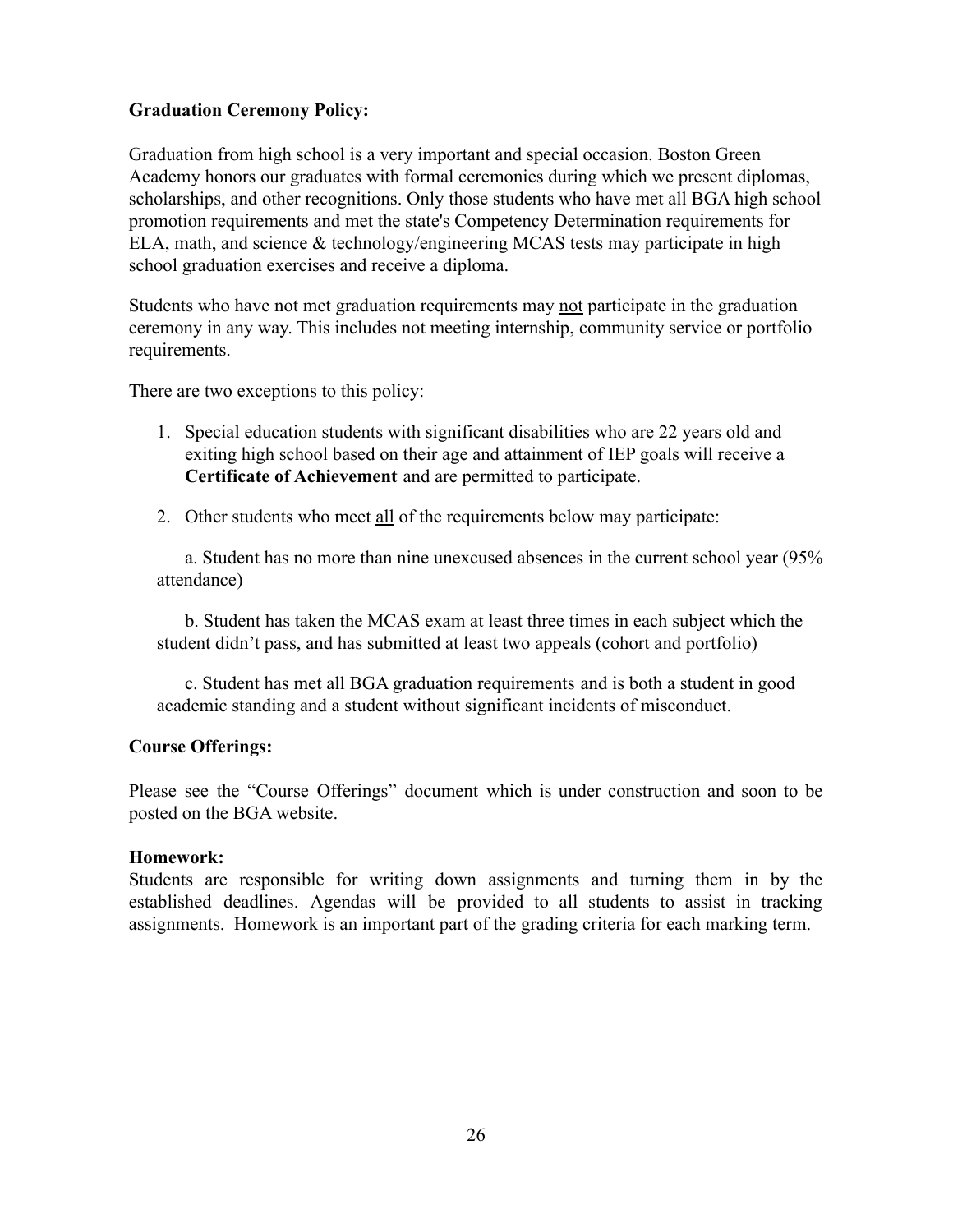**Graduation Ceremony Policy:**

Graduation from high school is a very important and special occasion. Boston Green Academy honors our graduates with formal ceremonies during which we present diplomas, scholarships, and other recognitions. Only those students who have met all BGA high school promotion requirements and met the state's Competency Determination requirements for ELA, math, and science & technology/engineering MCAS tests may participate in high school graduation exercises and receive a diploma.

Students who have not met graduation requirements may <u>not</u> participate in the graduation ceremony in any way. This includes not meeting internship, community service or portfolio requirements.

There are two exceptions to this policy:

1. Special education students with significant disabilities who are 22 years old and exiting high school based on their age and attainment of IEP goals will receive a **Certificate of Achievement** and are permitted to participate.

2. Other students who meet <u>all</u> of the requirements below may participate:

   a. Student has no more than nine unexcused absences in the current school year (95% attendance)

   b. Student has taken the MCAS exam at least three times in each subject which the student didn't pass, and has submitted at least two appeals (cohort and portfolio)

   c. Student has met all BGA graduation requirements and is both a student in good academic standing and a student without significant incidents of misconduct.

**Course Offerings:**

Please see the "Course Offerings" document which is under construction and soon to be posted on the BGA website.

**Homework:**

Students are responsible for writing down assignments and turning them in by the established deadlines. Agendas will be provided to all students to assist in tracking assignments. Homework is an important part of the grading criteria for each marking term.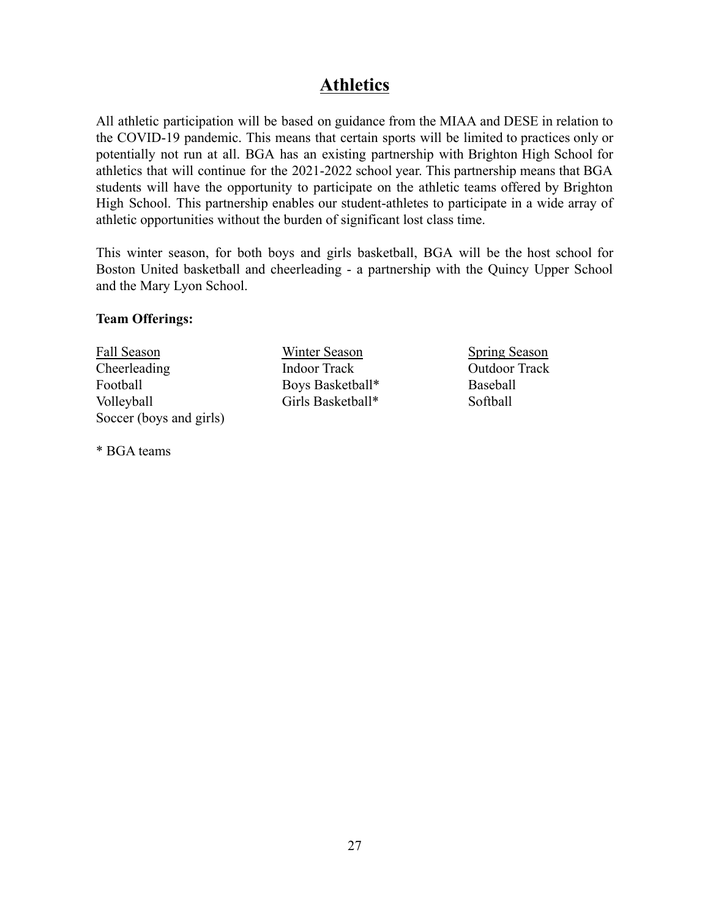# Athletics

All athletic participation will be based on guidance from the MIAA and DESE in relation to the COVID-19 pandemic. This means that certain sports will be limited to practices only or potentially not run at all. BGA has an existing partnership with Brighton High School for athletics that will continue for the 2021-2022 school year. This partnership means that BGA students will have the opportunity to participate on the athletic teams offered by Brighton High School. This partnership enables our student-athletes to participate in a wide array of athletic opportunities without the burden of significant lost class time.

This winter season, for both boys and girls basketball, BGA will be the host school for Boston United basketball and cheerleading - a partnership with the Quincy Upper School and the Mary Lyon School.

**Team Offerings:**

| Fall Season | Winter Season | Spring Season |
|---|---|---|
| Cheerleading | Indoor Track | Outdoor Track |
| Football | Boys Basketball* | Baseball |
| Volleyball | Girls Basketball* | Softball |
| Soccer (boys and girls) | | |

* BGA teams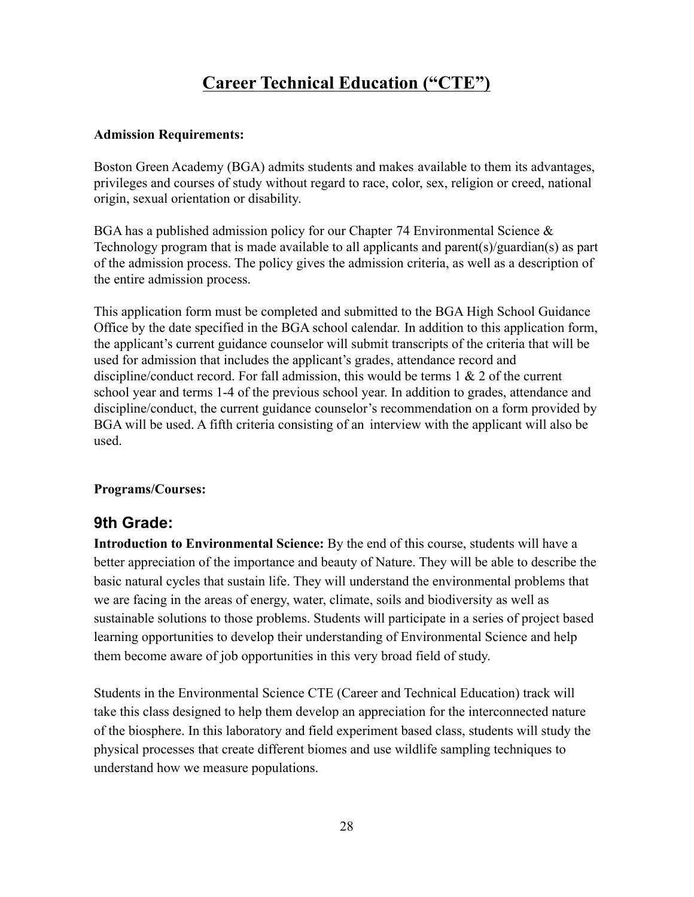# Career Technical Education ("CTE")

**Admission Requirements:**

Boston Green Academy (BGA) admits students and makes available to them its advantages, privileges and courses of study without regard to race, color, sex, religion or creed, national origin, sexual orientation or disability.

BGA has a published admission policy for our Chapter 74 Environmental Science & Technology program that is made available to all applicants and parent(s)/guardian(s) as part of the admission process. The policy gives the admission criteria, as well as a description of the entire admission process.

This application form must be completed and submitted to the BGA High School Guidance Office by the date specified in the BGA school calendar. In addition to this application form, the applicant's current guidance counselor will submit transcripts of the criteria that will be used for admission that includes the applicant's grades, attendance record and discipline/conduct record. For fall admission, this would be terms 1 & 2 of the current school year and terms 1-4 of the previous school year. In addition to grades, attendance and discipline/conduct, the current guidance counselor's recommendation on a form provided by BGA will be used. A fifth criteria consisting of an interview with the applicant will also be used.

**Programs/Courses:**

## 9th Grade:

**Introduction to Environmental Science:** By the end of this course, students will have a better appreciation of the importance and beauty of Nature. They will be able to describe the basic natural cycles that sustain life. They will understand the environmental problems that we are facing in the areas of energy, water, climate, soils and biodiversity as well as sustainable solutions to those problems. Students will participate in a series of project based learning opportunities to develop their understanding of Environmental Science and help them become aware of job opportunities in this very broad field of study.

Students in the Environmental Science CTE (Career and Technical Education) track will take this class designed to help them develop an appreciation for the interconnected nature of the biosphere. In this laboratory and field experiment based class, students will study the physical processes that create different biomes and use wildlife sampling techniques to understand how we measure populations.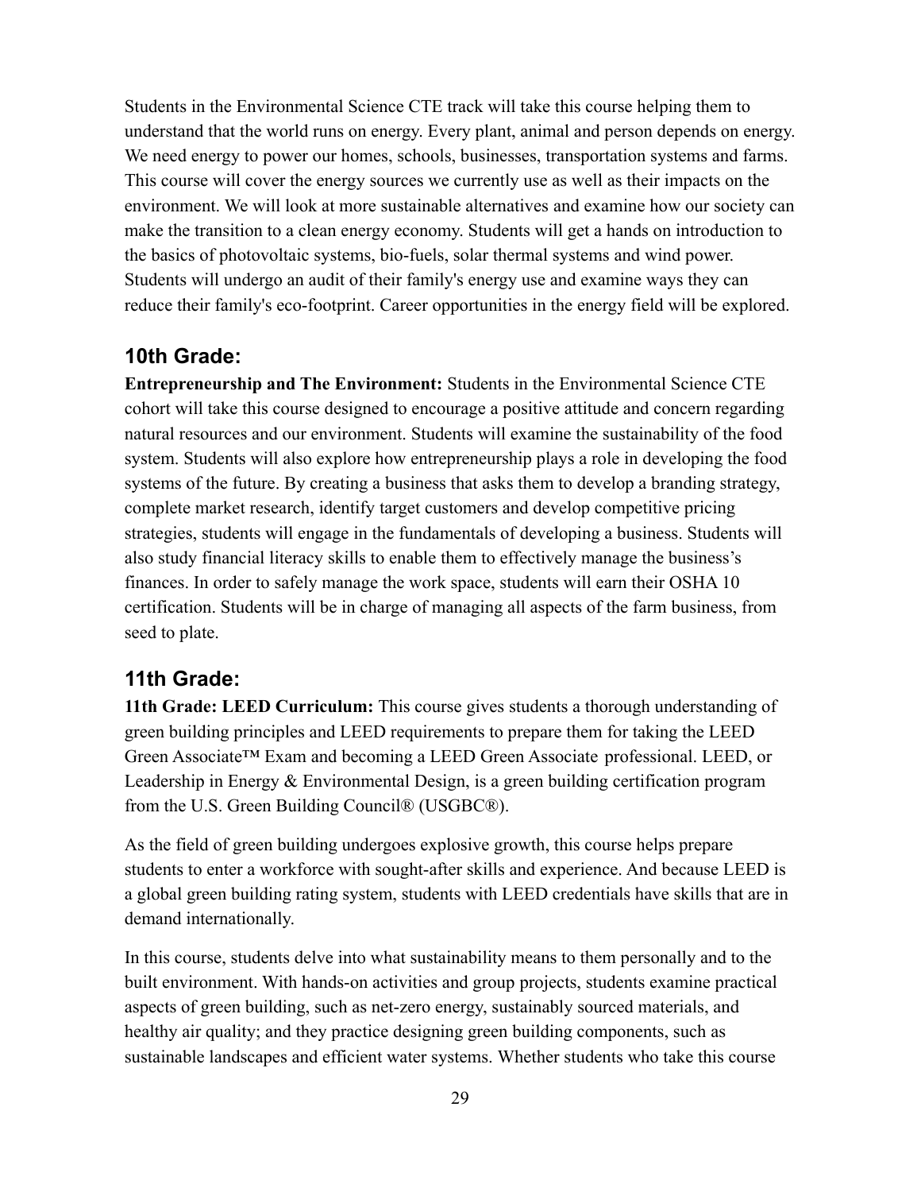Students in the Environmental Science CTE track will take this course helping them to understand that the world runs on energy. Every plant, animal and person depends on energy. We need energy to power our homes, schools, businesses, transportation systems and farms. This course will cover the energy sources we currently use as well as their impacts on the environment. We will look at more sustainable alternatives and examine how our society can make the transition to a clean energy economy. Students will get a hands on introduction to the basics of photovoltaic systems, bio-fuels, solar thermal systems and wind power. Students will undergo an audit of their family's energy use and examine ways they can reduce their family's eco-footprint. Career opportunities in the energy field will be explored.

## 10th Grade:

**Entrepreneurship and The Environment:** Students in the Environmental Science CTE cohort will take this course designed to encourage a positive attitude and concern regarding natural resources and our environment. Students will examine the sustainability of the food system. Students will also explore how entrepreneurship plays a role in developing the food systems of the future. By creating a business that asks them to develop a branding strategy, complete market research, identify target customers and develop competitive pricing strategies, students will engage in the fundamentals of developing a business. Students will also study financial literacy skills to enable them to effectively manage the business's finances. In order to safely manage the work space, students will earn their OSHA 10 certification. Students will be in charge of managing all aspects of the farm business, from seed to plate.

## 11th Grade:

**11th Grade: LEED Curriculum:** This course gives students a thorough understanding of green building principles and LEED requirements to prepare them for taking the LEED Green Associate™ Exam and becoming a LEED Green Associate professional. LEED, or Leadership in Energy & Environmental Design, is a green building certification program from the U.S. Green Building Council® (USGBC®).

As the field of green building undergoes explosive growth, this course helps prepare students to enter a workforce with sought-after skills and experience. And because LEED is a global green building rating system, students with LEED credentials have skills that are in demand internationally.

In this course, students delve into what sustainability means to them personally and to the built environment. With hands-on activities and group projects, students examine practical aspects of green building, such as net-zero energy, sustainably sourced materials, and healthy air quality; and they practice designing green building components, such as sustainable landscapes and efficient water systems. Whether students who take this course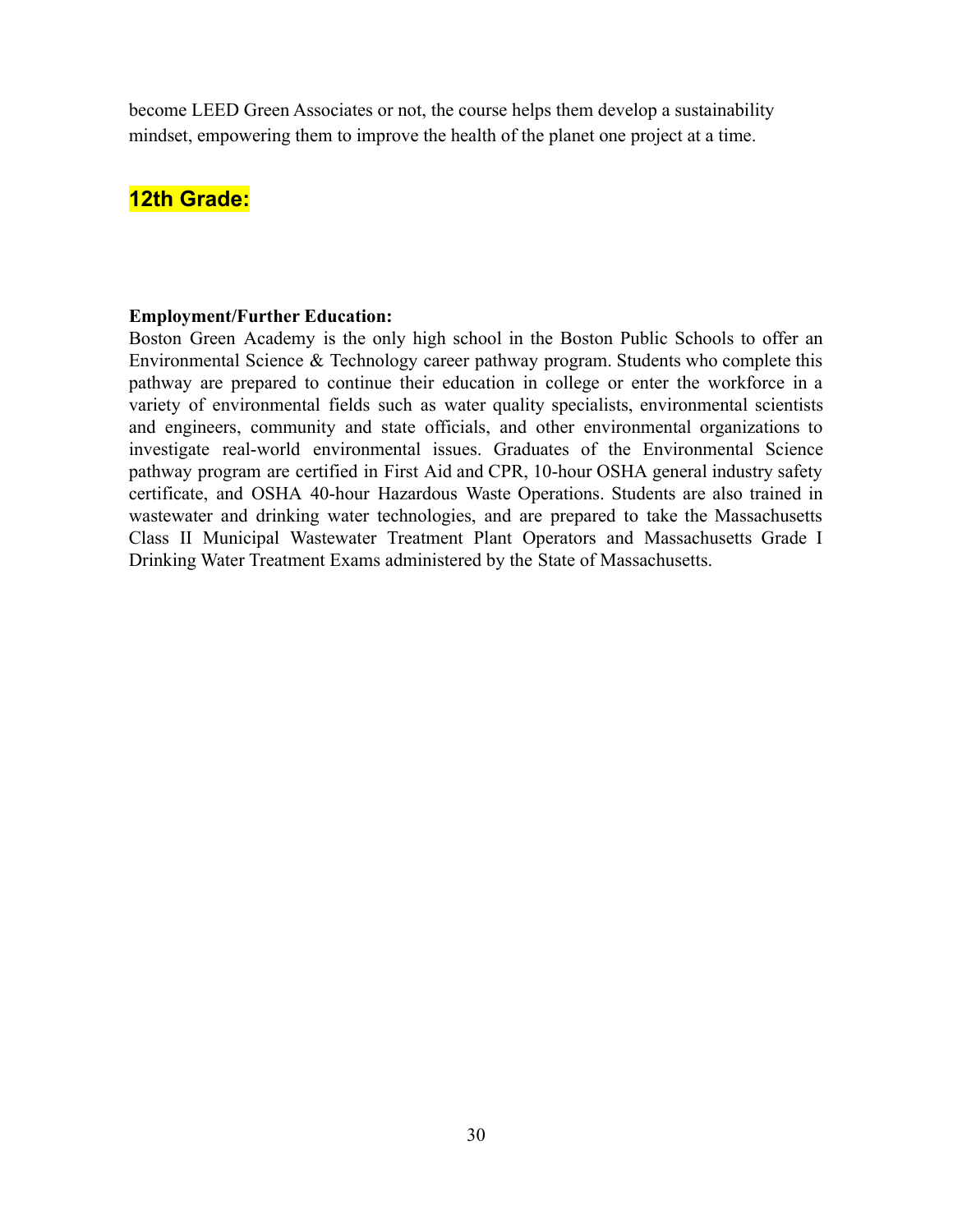become LEED Green Associates or not, the course helps them develop a sustainability mindset, empowering them to improve the health of the planet one project at a time.

## 12th Grade:

**Employment/Further Education:**
Boston Green Academy is the only high school in the Boston Public Schools to offer an Environmental Science & Technology career pathway program. Students who complete this pathway are prepared to continue their education in college or enter the workforce in a variety of environmental fields such as water quality specialists, environmental scientists and engineers, community and state officials, and other environmental organizations to investigate real-world environmental issues. Graduates of the Environmental Science pathway program are certified in First Aid and CPR, 10-hour OSHA general industry safety certificate, and OSHA 40-hour Hazardous Waste Operations. Students are also trained in wastewater and drinking water technologies, and are prepared to take the Massachusetts Class II Municipal Wastewater Treatment Plant Operators and Massachusetts Grade I Drinking Water Treatment Exams administered by the State of Massachusetts.